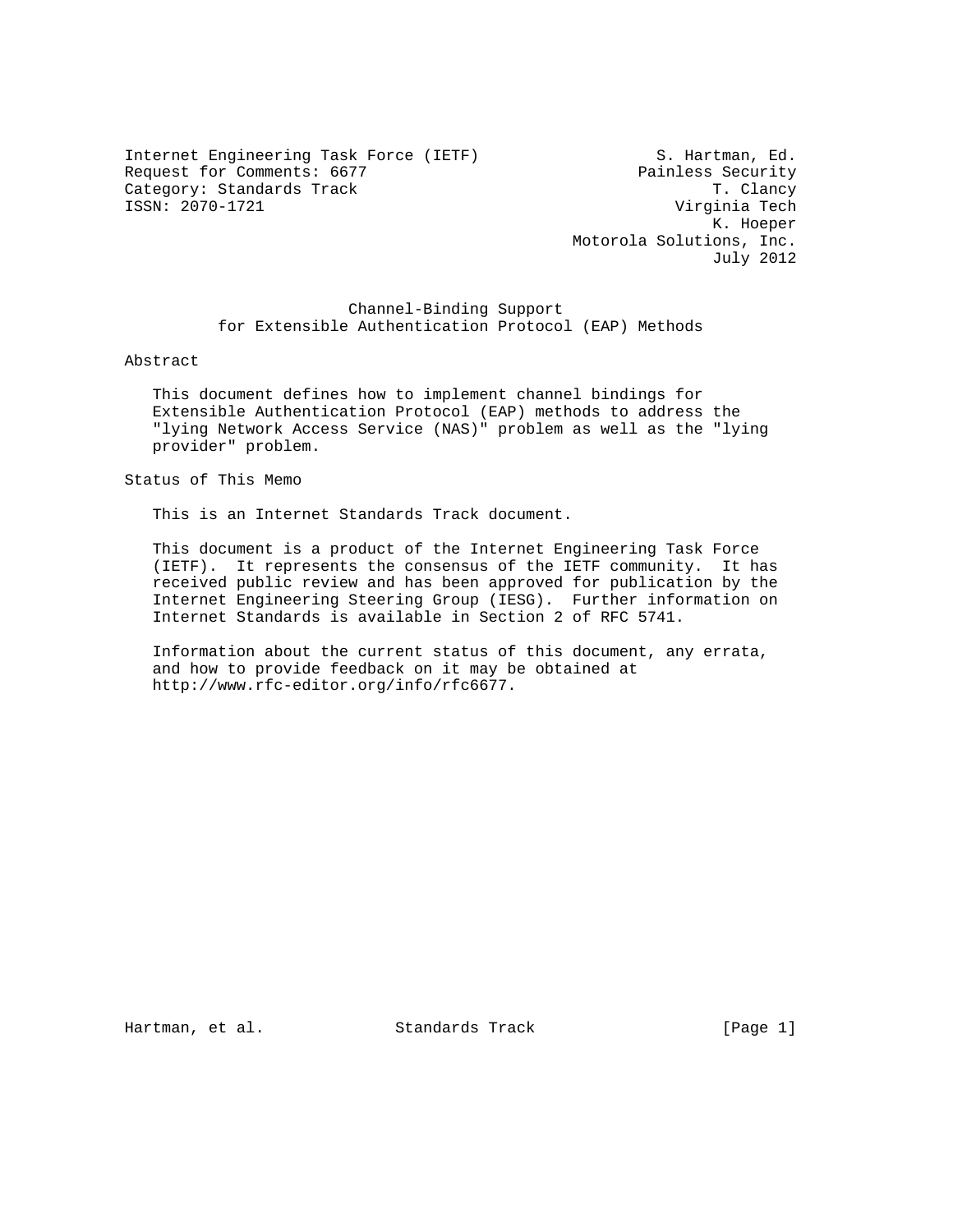Internet Engineering Task Force (IETF) S. Hartman, Ed.
Request for Comments: 6677 Painless Security
Category: Standards Track T. Clancy
ISSN: 2070-1721 Virginia Tech
K. Hoeper
Motorola Solutions, Inc.
July 2012

# Channel-Binding Support for Extensible Authentication Protocol (EAP) Methods

## Abstract

This document defines how to implement channel bindings for Extensible Authentication Protocol (EAP) methods to address the "lying Network Access Service (NAS)" problem as well as the "lying provider" problem.

## Status of This Memo

This is an Internet Standards Track document.

This document is a product of the Internet Engineering Task Force (IETF). It represents the consensus of the IETF community. It has received public review and has been approved for publication by the Internet Engineering Steering Group (IESG). Further information on Internet Standards is available in Section 2 of RFC 5741.

Information about the current status of this document, any errata, and how to provide feedback on it may be obtained at http://www.rfc-editor.org/info/rfc6677.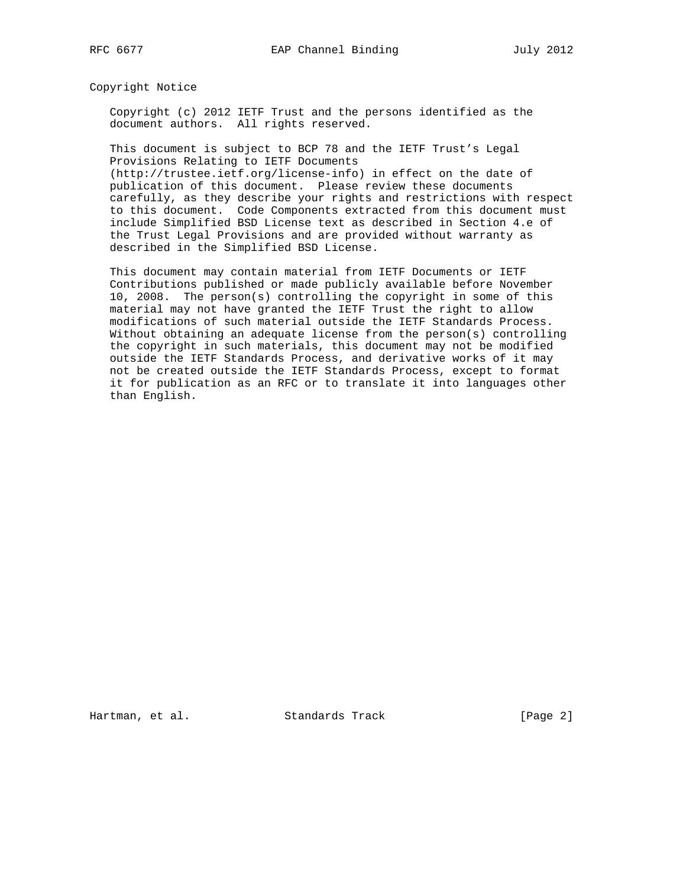## Copyright Notice

Copyright (c) 2012 IETF Trust and the persons identified as the document authors. All rights reserved.

This document is subject to BCP 78 and the IETF Trust's Legal Provisions Relating to IETF Documents (http://trustee.ietf.org/license-info) in effect on the date of publication of this document. Please review these documents carefully, as they describe your rights and restrictions with respect to this document. Code Components extracted from this document must include Simplified BSD License text as described in Section 4.e of the Trust Legal Provisions and are provided without warranty as described in the Simplified BSD License.

This document may contain material from IETF Documents or IETF Contributions published or made publicly available before November 10, 2008. The person(s) controlling the copyright in some of this material may not have granted the IETF Trust the right to allow modifications of such material outside the IETF Standards Process. Without obtaining an adequate license from the person(s) controlling the copyright in such materials, this document may not be modified outside the IETF Standards Process, and derivative works of it may not be created outside the IETF Standards Process, except to format it for publication as an RFC or to translate it into languages other than English.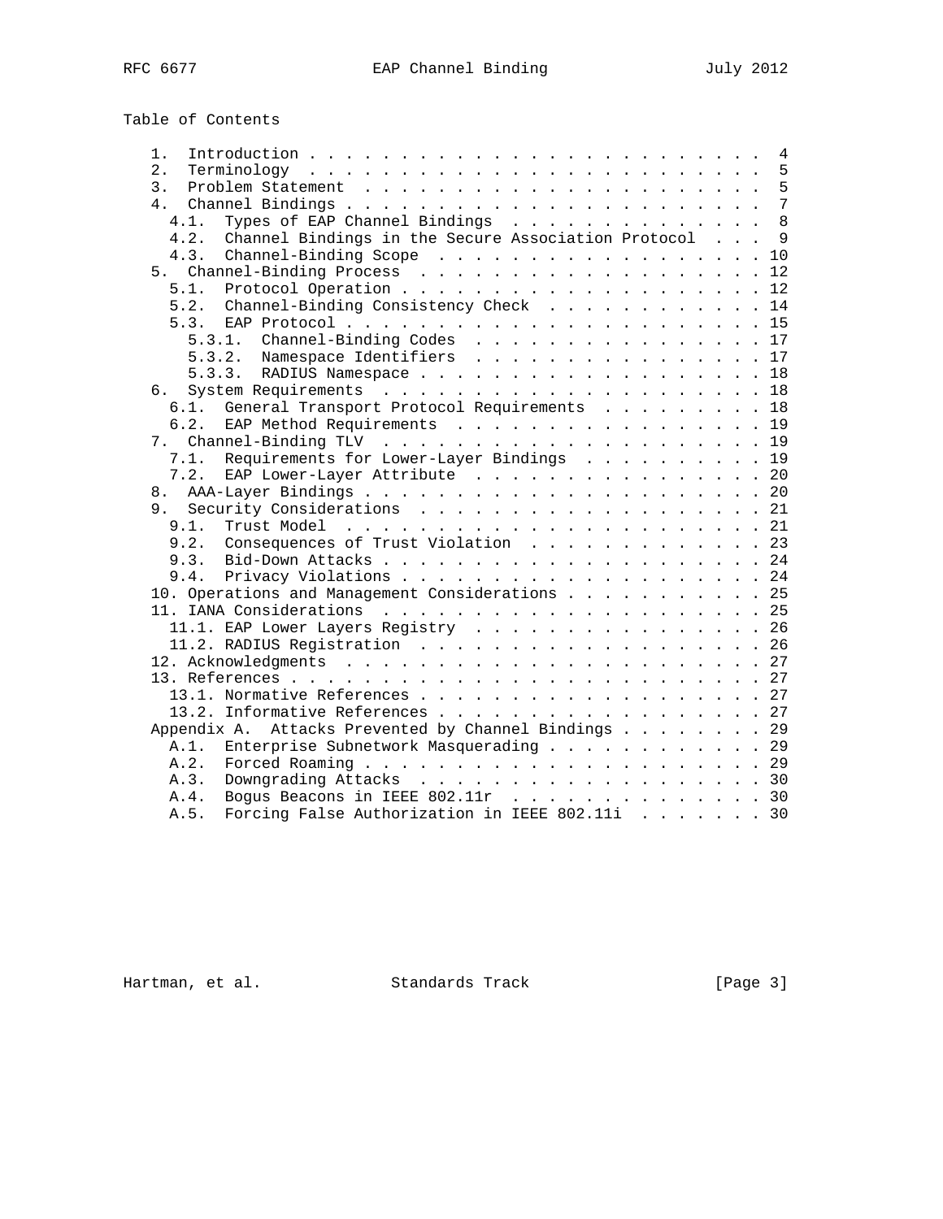Table of Contents

```
   1.  Introduction . . . . . . . . . . . . . . . . . . . . . . . . .  4
   2.  Terminology  . . . . . . . . . . . . . . . . . . . . . . . . .  5
   3.  Problem Statement  . . . . . . . . . . . . . . . . . . . . . .  5
   4.  Channel Bindings . . . . . . . . . . . . . . . . . . . . . . .  7
     4.1.  Types of EAP Channel Bindings  . . . . . . . . . . . . . .  8
     4.2.  Channel Bindings in the Secure Association Protocol  . . .  9
     4.3.  Channel-Binding Scope  . . . . . . . . . . . . . . . . . . 10
   5.  Channel-Binding Process  . . . . . . . . . . . . . . . . . . . 12
     5.1.  Protocol Operation . . . . . . . . . . . . . . . . . . . . 12
     5.2.  Channel-Binding Consistency Check  . . . . . . . . . . . . 14
     5.3.  EAP Protocol . . . . . . . . . . . . . . . . . . . . . . . 15
       5.3.1.  Channel-Binding Codes  . . . . . . . . . . . . . . . . 17
       5.3.2.  Namespace Identifiers  . . . . . . . . . . . . . . . . 17
       5.3.3.  RADIUS Namespace . . . . . . . . . . . . . . . . . . . 18
   6.  System Requirements  . . . . . . . . . . . . . . . . . . . . . 18
     6.1.  General Transport Protocol Requirements  . . . . . . . . . 18
     6.2.  EAP Method Requirements  . . . . . . . . . . . . . . . . . 19
   7.  Channel-Binding TLV  . . . . . . . . . . . . . . . . . . . . . 19
     7.1.  Requirements for Lower-Layer Bindings  . . . . . . . . . . 19
     7.2.  EAP Lower-Layer Attribute  . . . . . . . . . . . . . . . . 20
   8.  AAA-Layer Bindings . . . . . . . . . . . . . . . . . . . . . . 20
   9.  Security Considerations  . . . . . . . . . . . . . . . . . . . 21
     9.1.  Trust Model  . . . . . . . . . . . . . . . . . . . . . . . 21
     9.2.  Consequences of Trust Violation  . . . . . . . . . . . . . 23
     9.3.  Bid-Down Attacks . . . . . . . . . . . . . . . . . . . . . 24
     9.4.  Privacy Violations . . . . . . . . . . . . . . . . . . . . 24
   10. Operations and Management Considerations . . . . . . . . . . . 25
   11. IANA Considerations  . . . . . . . . . . . . . . . . . . . . . 25
     11.1. EAP Lower Layers Registry  . . . . . . . . . . . . . . . . 26
     11.2. RADIUS Registration  . . . . . . . . . . . . . . . . . . . 26
   12. Acknowledgments  . . . . . . . . . . . . . . . . . . . . . . . 27
   13. References . . . . . . . . . . . . . . . . . . . . . . . . . . 27
     13.1. Normative References . . . . . . . . . . . . . . . . . . . 27
     13.2. Informative References . . . . . . . . . . . . . . . . . . 27
   Appendix A.  Attacks Prevented by Channel Bindings . . . . . . . . 29
     A.1.  Enterprise Subnetwork Masquerading . . . . . . . . . . . . 29
     A.2.  Forced Roaming . . . . . . . . . . . . . . . . . . . . . . 29
     A.3.  Downgrading Attacks  . . . . . . . . . . . . . . . . . . . 30
     A.4.  Bogus Beacons in IEEE 802.11r  . . . . . . . . . . . . . . 30
     A.5.  Forcing False Authorization in IEEE 802.11i  . . . . . . . 30
```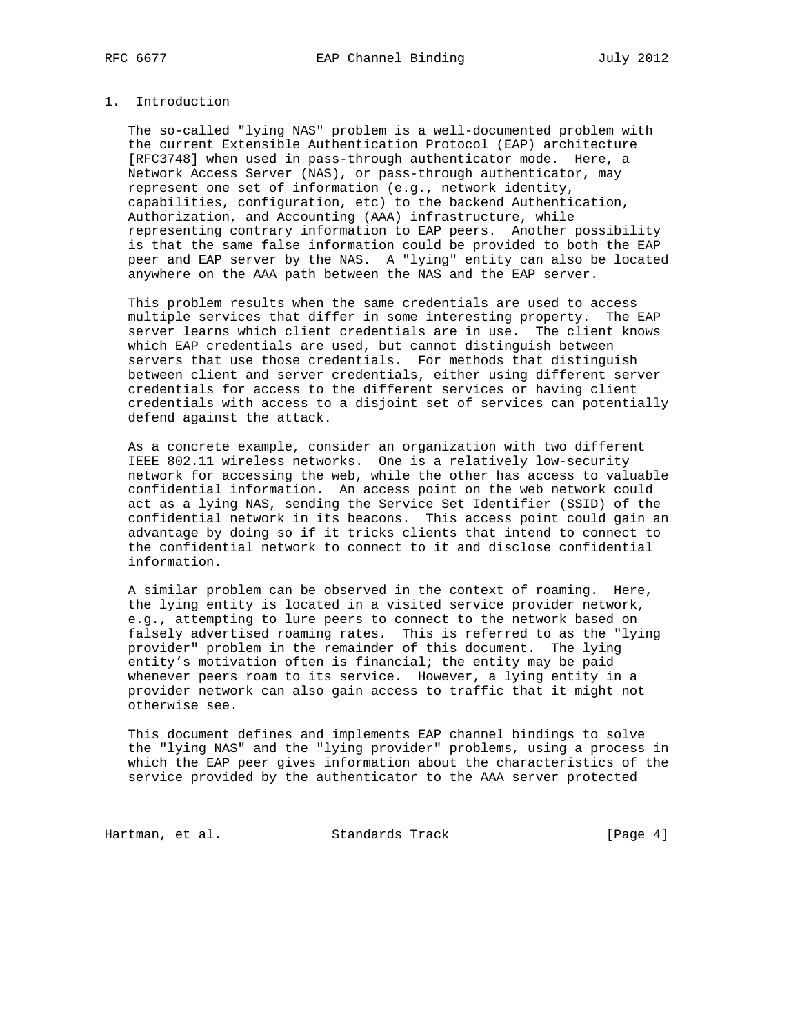# 1. Introduction

The so-called "lying NAS" problem is a well-documented problem with the current Extensible Authentication Protocol (EAP) architecture [RFC3748] when used in pass-through authenticator mode. Here, a Network Access Server (NAS), or pass-through authenticator, may represent one set of information (e.g., network identity, capabilities, configuration, etc) to the backend Authentication, Authorization, and Accounting (AAA) infrastructure, while representing contrary information to EAP peers. Another possibility is that the same false information could be provided to both the EAP peer and EAP server by the NAS. A "lying" entity can also be located anywhere on the AAA path between the NAS and the EAP server.

This problem results when the same credentials are used to access multiple services that differ in some interesting property. The EAP server learns which client credentials are in use. The client knows which EAP credentials are used, but cannot distinguish between servers that use those credentials. For methods that distinguish between client and server credentials, either using different server credentials for access to the different services or having client credentials with access to a disjoint set of services can potentially defend against the attack.

As a concrete example, consider an organization with two different IEEE 802.11 wireless networks. One is a relatively low-security network for accessing the web, while the other has access to valuable confidential information. An access point on the web network could act as a lying NAS, sending the Service Set Identifier (SSID) of the confidential network in its beacons. This access point could gain an advantage by doing so if it tricks clients that intend to connect to the confidential network to connect to it and disclose confidential information.

A similar problem can be observed in the context of roaming. Here, the lying entity is located in a visited service provider network, e.g., attempting to lure peers to connect to the network based on falsely advertised roaming rates. This is referred to as the "lying provider" problem in the remainder of this document. The lying entity's motivation often is financial; the entity may be paid whenever peers roam to its service. However, a lying entity in a provider network can also gain access to traffic that it might not otherwise see.

This document defines and implements EAP channel bindings to solve the "lying NAS" and the "lying provider" problems, using a process in which the EAP peer gives information about the characteristics of the service provided by the authenticator to the AAA server protected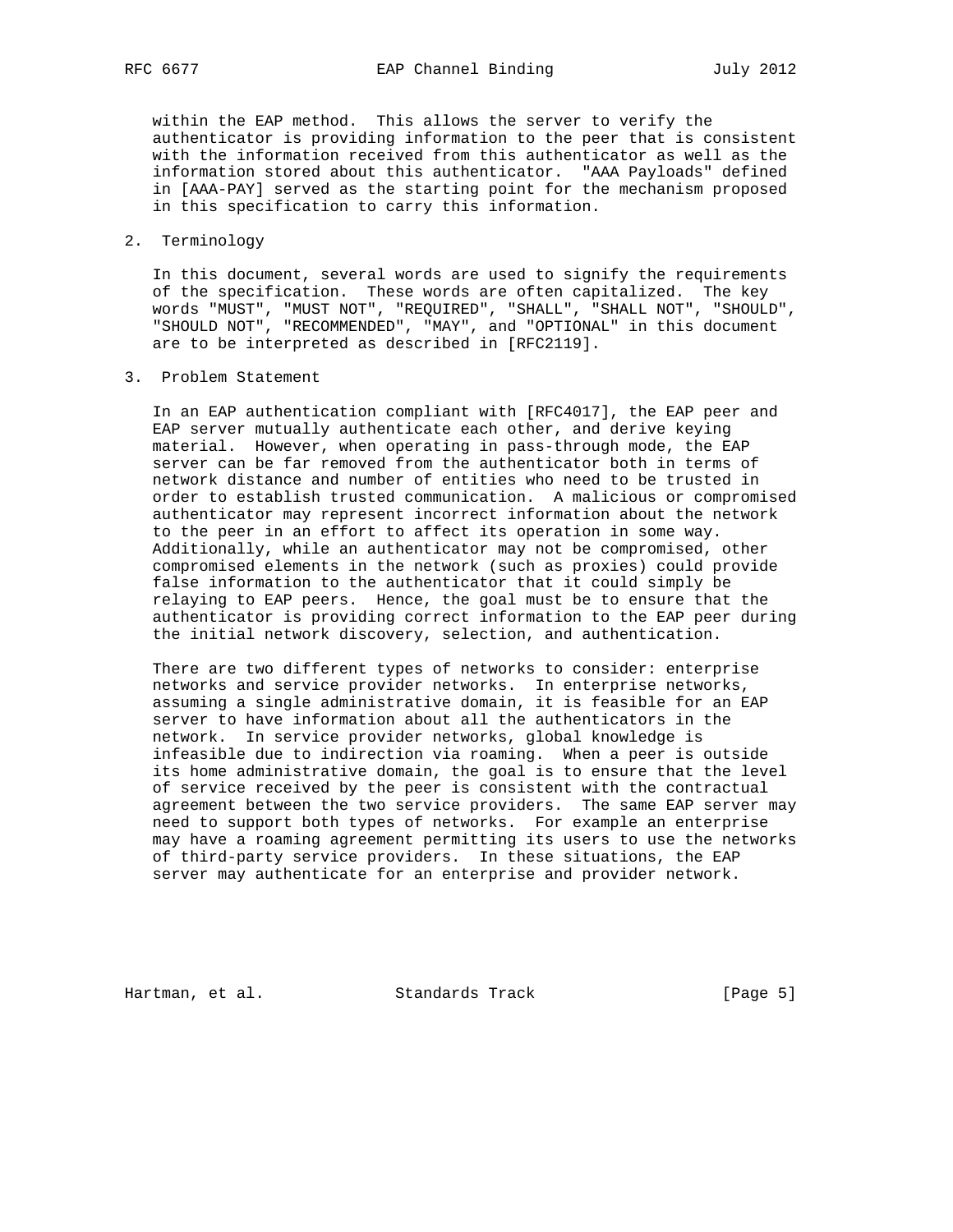within the EAP method. This allows the server to verify the authenticator is providing information to the peer that is consistent with the information received from this authenticator as well as the information stored about this authenticator. "AAA Payloads" defined in [AAA-PAY] served as the starting point for the mechanism proposed in this specification to carry this information.

## 2. Terminology

In this document, several words are used to signify the requirements of the specification. These words are often capitalized. The key words "MUST", "MUST NOT", "REQUIRED", "SHALL", "SHALL NOT", "SHOULD", "SHOULD NOT", "RECOMMENDED", "MAY", and "OPTIONAL" in this document are to be interpreted as described in [RFC2119].

## 3. Problem Statement

In an EAP authentication compliant with [RFC4017], the EAP peer and EAP server mutually authenticate each other, and derive keying material. However, when operating in pass-through mode, the EAP server can be far removed from the authenticator both in terms of network distance and number of entities who need to be trusted in order to establish trusted communication. A malicious or compromised authenticator may represent incorrect information about the network to the peer in an effort to affect its operation in some way. Additionally, while an authenticator may not be compromised, other compromised elements in the network (such as proxies) could provide false information to the authenticator that it could simply be relaying to EAP peers. Hence, the goal must be to ensure that the authenticator is providing correct information to the EAP peer during the initial network discovery, selection, and authentication.

There are two different types of networks to consider: enterprise networks and service provider networks. In enterprise networks, assuming a single administrative domain, it is feasible for an EAP server to have information about all the authenticators in the network. In service provider networks, global knowledge is infeasible due to indirection via roaming. When a peer is outside its home administrative domain, the goal is to ensure that the level of service received by the peer is consistent with the contractual agreement between the two service providers. The same EAP server may need to support both types of networks. For example an enterprise may have a roaming agreement permitting its users to use the networks of third-party service providers. In these situations, the EAP server may authenticate for an enterprise and provider network.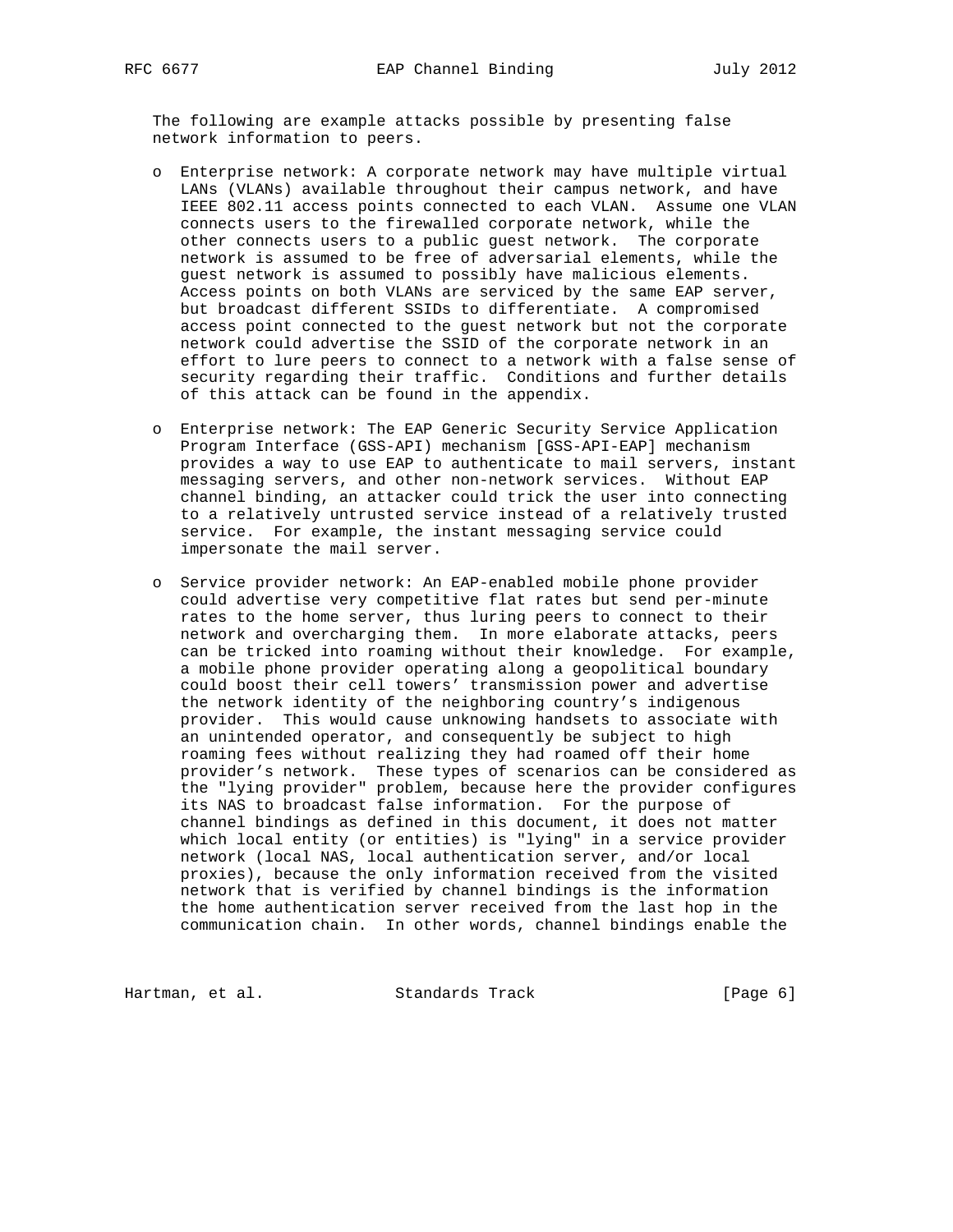The following are example attacks possible by presenting false network information to peers.

- Enterprise network: A corporate network may have multiple virtual LANs (VLANs) available throughout their campus network, and have IEEE 802.11 access points connected to each VLAN. Assume one VLAN connects users to the firewalled corporate network, while the other connects users to a public guest network. The corporate network is assumed to be free of adversarial elements, while the guest network is assumed to possibly have malicious elements. Access points on both VLANs are serviced by the same EAP server, but broadcast different SSIDs to differentiate. A compromised access point connected to the guest network but not the corporate network could advertise the SSID of the corporate network in an effort to lure peers to connect to a network with a false sense of security regarding their traffic. Conditions and further details of this attack can be found in the appendix.

- Enterprise network: The EAP Generic Security Service Application Program Interface (GSS-API) mechanism [GSS-API-EAP] mechanism provides a way to use EAP to authenticate to mail servers, instant messaging servers, and other non-network services. Without EAP channel binding, an attacker could trick the user into connecting to a relatively untrusted service instead of a relatively trusted service. For example, the instant messaging service could impersonate the mail server.

- Service provider network: An EAP-enabled mobile phone provider could advertise very competitive flat rates but send per-minute rates to the home server, thus luring peers to connect to their network and overcharging them. In more elaborate attacks, peers can be tricked into roaming without their knowledge. For example, a mobile phone provider operating along a geopolitical boundary could boost their cell towers' transmission power and advertise the network identity of the neighboring country's indigenous provider. This would cause unknowing handsets to associate with an unintended operator, and consequently be subject to high roaming fees without realizing they had roamed off their home provider's network. These types of scenarios can be considered as the "lying provider" problem, because here the provider configures its NAS to broadcast false information. For the purpose of channel bindings as defined in this document, it does not matter which local entity (or entities) is "lying" in a service provider network (local NAS, local authentication server, and/or local proxies), because the only information received from the visited network that is verified by channel bindings is the information the home authentication server received from the last hop in the communication chain. In other words, channel bindings enable the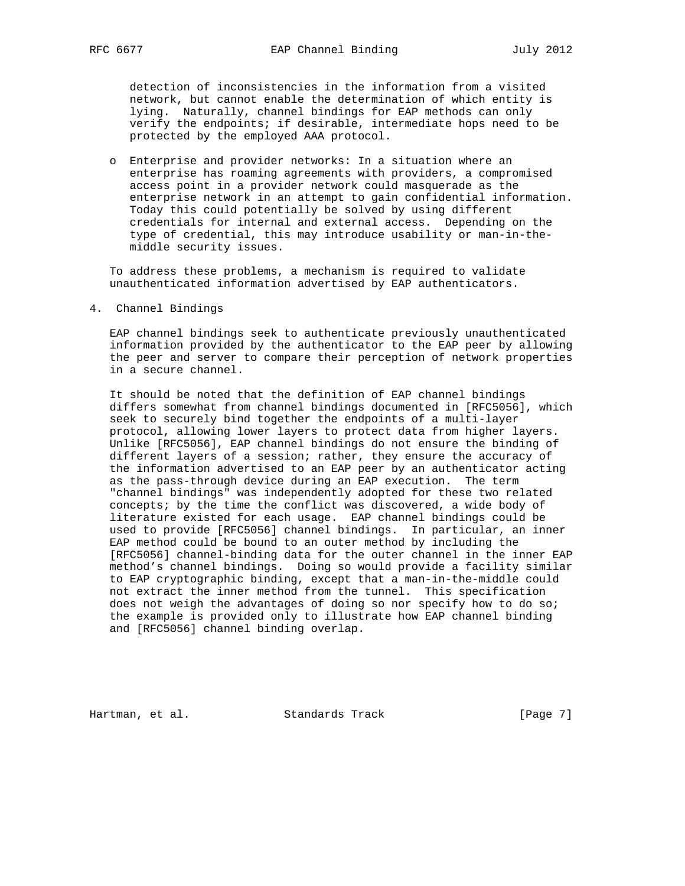detection of inconsistencies in the information from a visited network, but cannot enable the determination of which entity is lying. Naturally, channel bindings for EAP methods can only verify the endpoints; if desirable, intermediate hops need to be protected by the employed AAA protocol.

- Enterprise and provider networks: In a situation where an enterprise has roaming agreements with providers, a compromised access point in a provider network could masquerade as the enterprise network in an attempt to gain confidential information. Today this could potentially be solved by using different credentials for internal and external access. Depending on the type of credential, this may introduce usability or man-in-the-middle security issues.

To address these problems, a mechanism is required to validate unauthenticated information advertised by EAP authenticators.

# 4. Channel Bindings

EAP channel bindings seek to authenticate previously unauthenticated information provided by the authenticator to the EAP peer by allowing the peer and server to compare their perception of network properties in a secure channel.

It should be noted that the definition of EAP channel bindings differs somewhat from channel bindings documented in [RFC5056], which seek to securely bind together the endpoints of a multi-layer protocol, allowing lower layers to protect data from higher layers. Unlike [RFC5056], EAP channel bindings do not ensure the binding of different layers of a session; rather, they ensure the accuracy of the information advertised to an EAP peer by an authenticator acting as the pass-through device during an EAP execution. The term "channel bindings" was independently adopted for these two related concepts; by the time the conflict was discovered, a wide body of literature existed for each usage. EAP channel bindings could be used to provide [RFC5056] channel bindings. In particular, an inner EAP method could be bound to an outer method by including the [RFC5056] channel-binding data for the outer channel in the inner EAP method's channel bindings. Doing so would provide a facility similar to EAP cryptographic binding, except that a man-in-the-middle could not extract the inner method from the tunnel. This specification does not weigh the advantages of doing so nor specify how to do so; the example is provided only to illustrate how EAP channel binding and [RFC5056] channel binding overlap.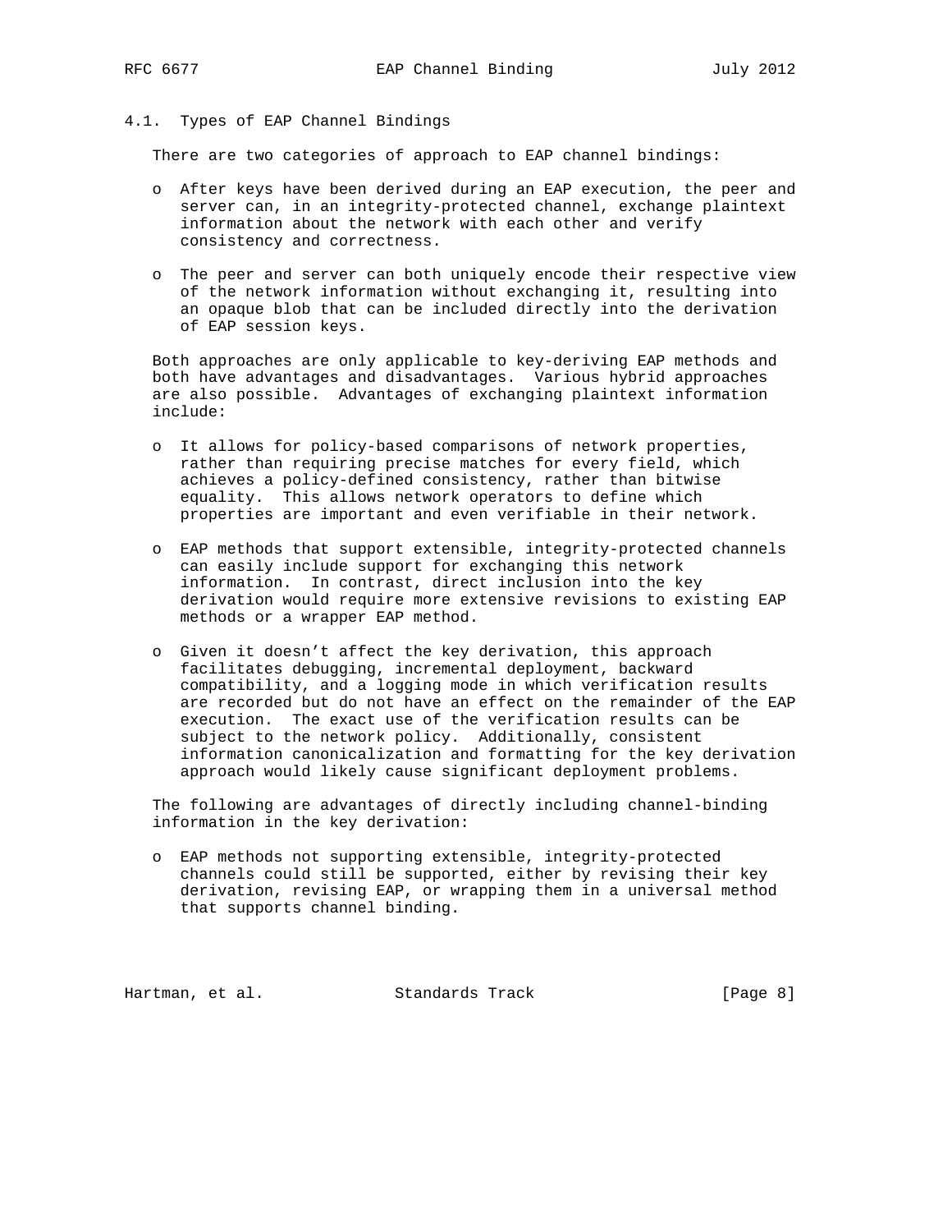### 4.1. Types of EAP Channel Bindings

There are two categories of approach to EAP channel bindings:

- After keys have been derived during an EAP execution, the peer and server can, in an integrity-protected channel, exchange plaintext information about the network with each other and verify consistency and correctness.

- The peer and server can both uniquely encode their respective view of the network information without exchanging it, resulting into an opaque blob that can be included directly into the derivation of EAP session keys.

Both approaches are only applicable to key-deriving EAP methods and both have advantages and disadvantages. Various hybrid approaches are also possible. Advantages of exchanging plaintext information include:

- It allows for policy-based comparisons of network properties, rather than requiring precise matches for every field, which achieves a policy-defined consistency, rather than bitwise equality. This allows network operators to define which properties are important and even verifiable in their network.

- EAP methods that support extensible, integrity-protected channels can easily include support for exchanging this network information. In contrast, direct inclusion into the key derivation would require more extensive revisions to existing EAP methods or a wrapper EAP method.

- Given it doesn’t affect the key derivation, this approach facilitates debugging, incremental deployment, backward compatibility, and a logging mode in which verification results are recorded but do not have an effect on the remainder of the EAP execution. The exact use of the verification results can be subject to the network policy. Additionally, consistent information canonicalization and formatting for the key derivation approach would likely cause significant deployment problems.

The following are advantages of directly including channel-binding information in the key derivation:

- EAP methods not supporting extensible, integrity-protected channels could still be supported, either by revising their key derivation, revising EAP, or wrapping them in a universal method that supports channel binding.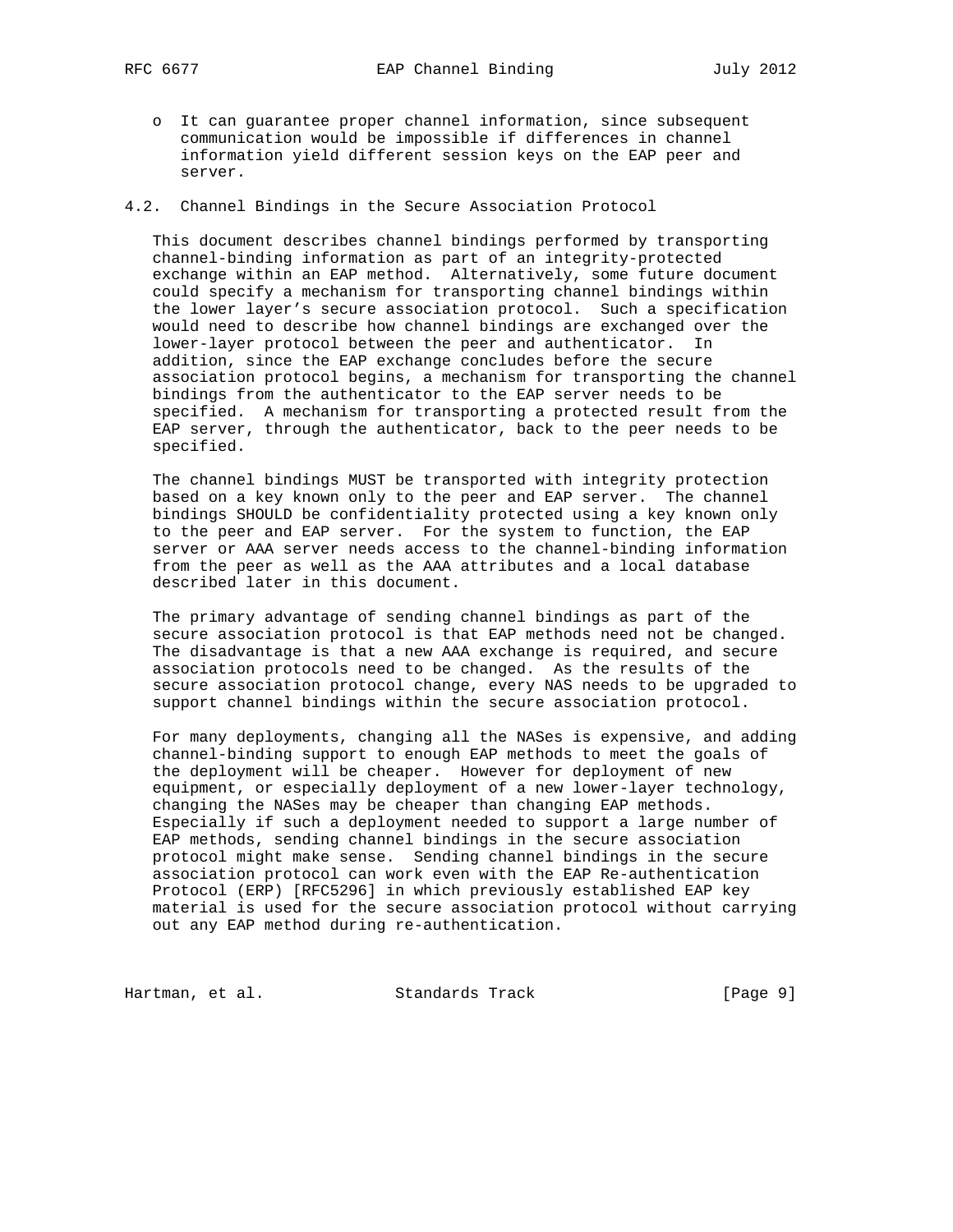- It can guarantee proper channel information, since subsequent communication would be impossible if differences in channel information yield different session keys on the EAP peer and server.

## 4.2. Channel Bindings in the Secure Association Protocol

This document describes channel bindings performed by transporting channel-binding information as part of an integrity-protected exchange within an EAP method. Alternatively, some future document could specify a mechanism for transporting channel bindings within the lower layer's secure association protocol. Such a specification would need to describe how channel bindings are exchanged over the lower-layer protocol between the peer and authenticator. In addition, since the EAP exchange concludes before the secure association protocol begins, a mechanism for transporting the channel bindings from the authenticator to the EAP server needs to be specified. A mechanism for transporting a protected result from the EAP server, through the authenticator, back to the peer needs to be specified.

The channel bindings MUST be transported with integrity protection based on a key known only to the peer and EAP server. The channel bindings SHOULD be confidentiality protected using a key known only to the peer and EAP server. For the system to function, the EAP server or AAA server needs access to the channel-binding information from the peer as well as the AAA attributes and a local database described later in this document.

The primary advantage of sending channel bindings as part of the secure association protocol is that EAP methods need not be changed. The disadvantage is that a new AAA exchange is required, and secure association protocols need to be changed. As the results of the secure association protocol change, every NAS needs to be upgraded to support channel bindings within the secure association protocol.

For many deployments, changing all the NASes is expensive, and adding channel-binding support to enough EAP methods to meet the goals of the deployment will be cheaper. However for deployment of new equipment, or especially deployment of a new lower-layer technology, changing the NASes may be cheaper than changing EAP methods. Especially if such a deployment needed to support a large number of EAP methods, sending channel bindings in the secure association protocol might make sense. Sending channel bindings in the secure association protocol can work even with the EAP Re-authentication Protocol (ERP) [RFC5296] in which previously established EAP key material is used for the secure association protocol without carrying out any EAP method during re-authentication.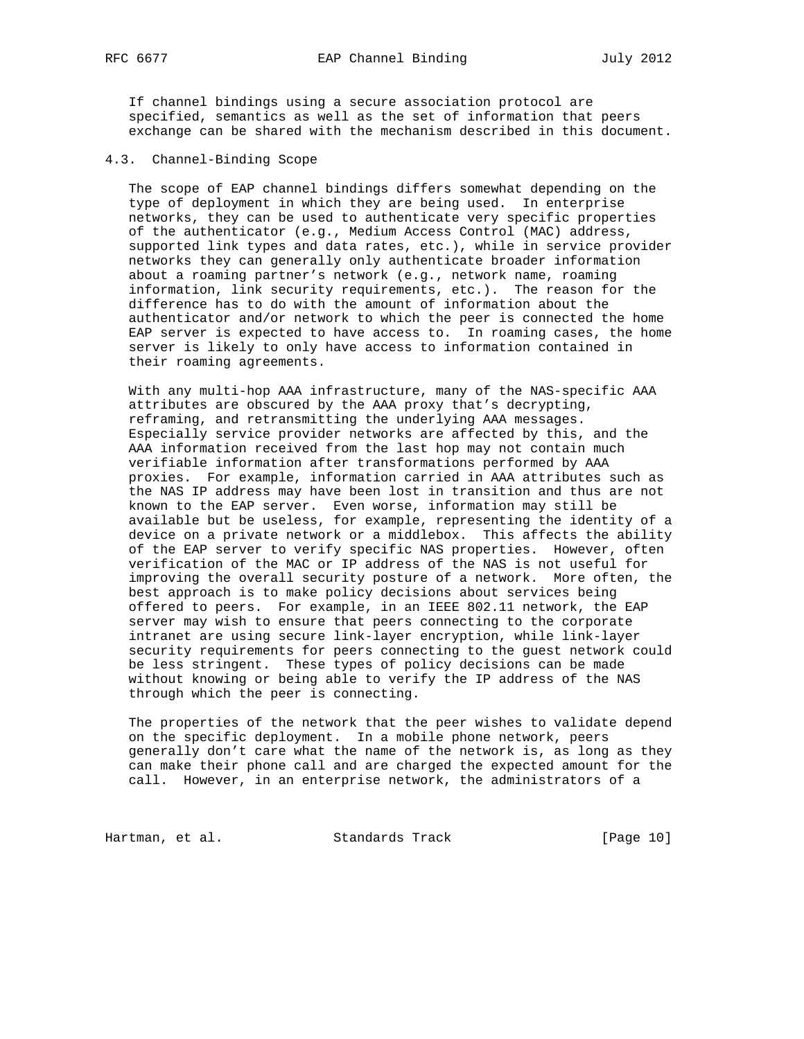If channel bindings using a secure association protocol are specified, semantics as well as the set of information that peers exchange can be shared with the mechanism described in this document.

### 4.3. Channel-Binding Scope

The scope of EAP channel bindings differs somewhat depending on the type of deployment in which they are being used. In enterprise networks, they can be used to authenticate very specific properties of the authenticator (e.g., Medium Access Control (MAC) address, supported link types and data rates, etc.), while in service provider networks they can generally only authenticate broader information about a roaming partner's network (e.g., network name, roaming information, link security requirements, etc.). The reason for the difference has to do with the amount of information about the authenticator and/or network to which the peer is connected the home EAP server is expected to have access to. In roaming cases, the home server is likely to only have access to information contained in their roaming agreements.

With any multi-hop AAA infrastructure, many of the NAS-specific AAA attributes are obscured by the AAA proxy that's decrypting, reframing, and retransmitting the underlying AAA messages. Especially service provider networks are affected by this, and the AAA information received from the last hop may not contain much verifiable information after transformations performed by AAA proxies. For example, information carried in AAA attributes such as the NAS IP address may have been lost in transition and thus are not known to the EAP server. Even worse, information may still be available but be useless, for example, representing the identity of a device on a private network or a middlebox. This affects the ability of the EAP server to verify specific NAS properties. However, often verification of the MAC or IP address of the NAS is not useful for improving the overall security posture of a network. More often, the best approach is to make policy decisions about services being offered to peers. For example, in an IEEE 802.11 network, the EAP server may wish to ensure that peers connecting to the corporate intranet are using secure link-layer encryption, while link-layer security requirements for peers connecting to the guest network could be less stringent. These types of policy decisions can be made without knowing or being able to verify the IP address of the NAS through which the peer is connecting.

The properties of the network that the peer wishes to validate depend on the specific deployment. In a mobile phone network, peers generally don't care what the name of the network is, as long as they can make their phone call and are charged the expected amount for the call. However, in an enterprise network, the administrators of a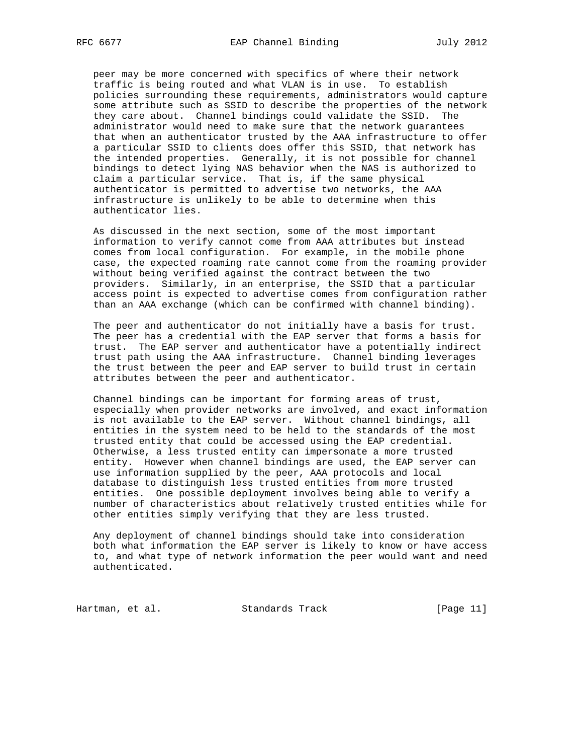peer may be more concerned with specifics of where their network traffic is being routed and what VLAN is in use. To establish policies surrounding these requirements, administrators would capture some attribute such as SSID to describe the properties of the network they care about. Channel bindings could validate the SSID. The administrator would need to make sure that the network guarantees that when an authenticator trusted by the AAA infrastructure to offer a particular SSID to clients does offer this SSID, that network has the intended properties. Generally, it is not possible for channel bindings to detect lying NAS behavior when the NAS is authorized to claim a particular service. That is, if the same physical authenticator is permitted to advertise two networks, the AAA infrastructure is unlikely to be able to determine when this authenticator lies.

As discussed in the next section, some of the most important information to verify cannot come from AAA attributes but instead comes from local configuration. For example, in the mobile phone case, the expected roaming rate cannot come from the roaming provider without being verified against the contract between the two providers. Similarly, in an enterprise, the SSID that a particular access point is expected to advertise comes from configuration rather than an AAA exchange (which can be confirmed with channel binding).

The peer and authenticator do not initially have a basis for trust. The peer has a credential with the EAP server that forms a basis for trust. The EAP server and authenticator have a potentially indirect trust path using the AAA infrastructure. Channel binding leverages the trust between the peer and EAP server to build trust in certain attributes between the peer and authenticator.

Channel bindings can be important for forming areas of trust, especially when provider networks are involved, and exact information is not available to the EAP server. Without channel bindings, all entities in the system need to be held to the standards of the most trusted entity that could be accessed using the EAP credential. Otherwise, a less trusted entity can impersonate a more trusted entity. However when channel bindings are used, the EAP server can use information supplied by the peer, AAA protocols and local database to distinguish less trusted entities from more trusted entities. One possible deployment involves being able to verify a number of characteristics about relatively trusted entities while for other entities simply verifying that they are less trusted.

Any deployment of channel bindings should take into consideration both what information the EAP server is likely to know or have access to, and what type of network information the peer would want and need authenticated.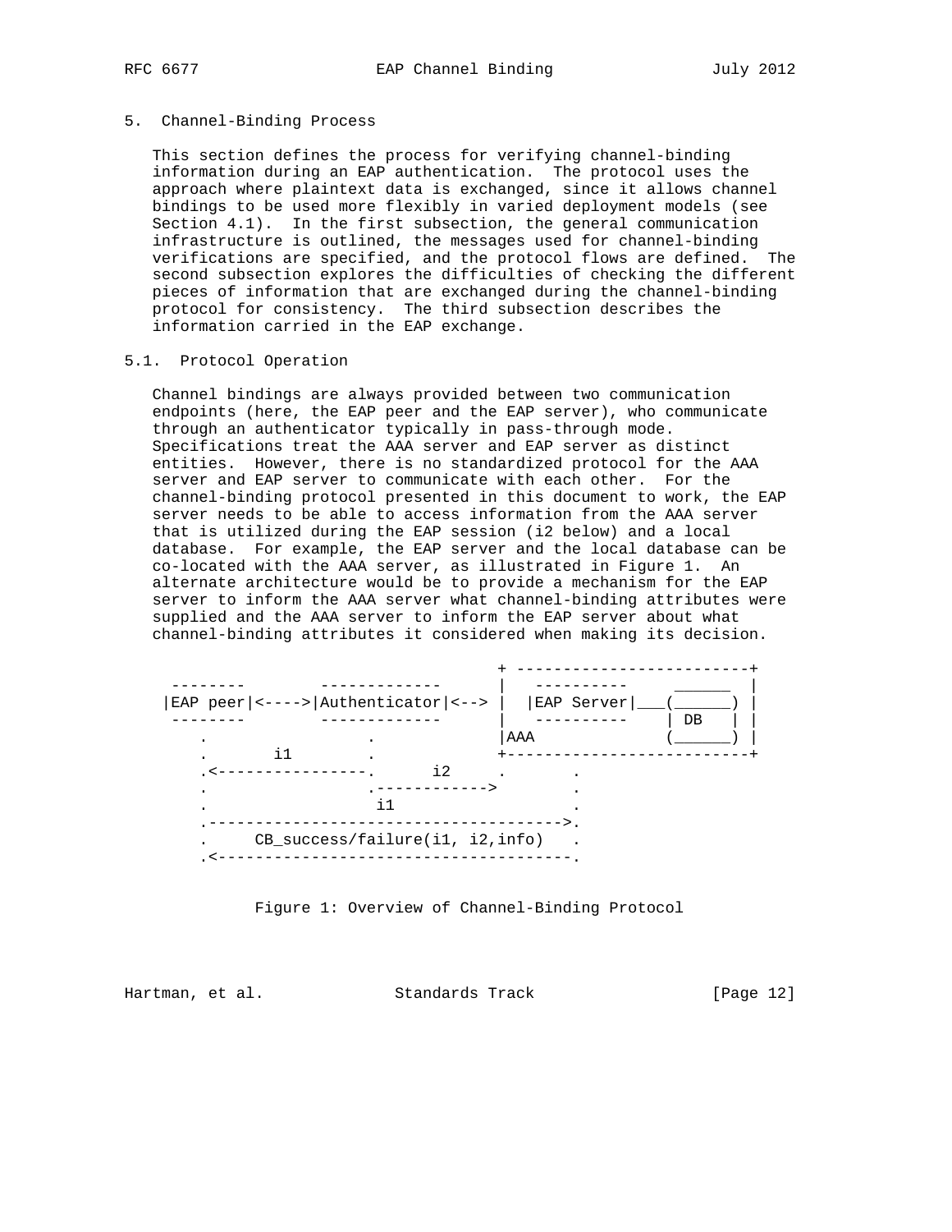## 5. Channel-Binding Process

This section defines the process for verifying channel-binding information during an EAP authentication. The protocol uses the approach where plaintext data is exchanged, since it allows channel bindings to be used more flexibly in varied deployment models (see Section 4.1). In the first subsection, the general communication infrastructure is outlined, the messages used for channel-binding verifications are specified, and the protocol flows are defined. The second subsection explores the difficulties of checking the different pieces of information that are exchanged during the channel-binding protocol for consistency. The third subsection describes the information carried in the EAP exchange.

### 5.1. Protocol Operation

Channel bindings are always provided between two communication endpoints (here, the EAP peer and the EAP server), who communicate through an authenticator typically in pass-through mode. Specifications treat the AAA server and EAP server as distinct entities. However, there is no standardized protocol for the AAA server and EAP server to communicate with each other. For the channel-binding protocol presented in this document to work, the EAP server needs to be able to access information from the AAA server that is utilized during the EAP session (i2 below) and a local database. For example, the EAP server and the local database can be co-located with the AAA server, as illustrated in Figure 1. An alternate architecture would be to provide a mechanism for the EAP server to inform the AAA server what channel-binding attributes were supplied and the AAA server to inform the EAP server about what channel-binding attributes it considered when making its decision.

```
                                 + -------------------------+
  --------        -------------     |   ----------     ______  |
 |EAP peer|<---->|Authenticator|<--> |  |EAP Server|___(______) |
  --------        -------------     |   ----------    | DB   | |
     .               .              |AAA              (______) |
     .      i1       .              +-------------------------+
     .<---------------.      i2      .       .
     .                .------------>         .
     .                 i1                    .
     .-------------------------------------->.
     .     CB_success/failure(i1, i2,info)   .
     .<--------------------------------------.
```

Figure 1: Overview of Channel-Binding Protocol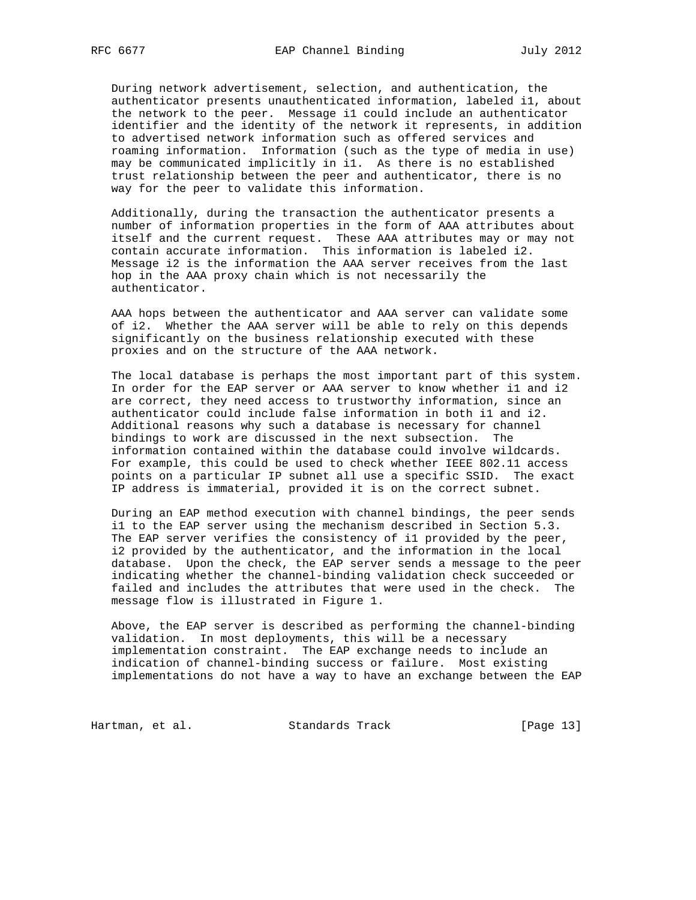During network advertisement, selection, and authentication, the authenticator presents unauthenticated information, labeled i1, about the network to the peer. Message i1 could include an authenticator identifier and the identity of the network it represents, in addition to advertised network information such as offered services and roaming information. Information (such as the type of media in use) may be communicated implicitly in i1. As there is no established trust relationship between the peer and authenticator, there is no way for the peer to validate this information.

Additionally, during the transaction the authenticator presents a number of information properties in the form of AAA attributes about itself and the current request. These AAA attributes may or may not contain accurate information. This information is labeled i2. Message i2 is the information the AAA server receives from the last hop in the AAA proxy chain which is not necessarily the authenticator.

AAA hops between the authenticator and AAA server can validate some of i2. Whether the AAA server will be able to rely on this depends significantly on the business relationship executed with these proxies and on the structure of the AAA network.

The local database is perhaps the most important part of this system. In order for the EAP server or AAA server to know whether i1 and i2 are correct, they need access to trustworthy information, since an authenticator could include false information in both i1 and i2. Additional reasons why such a database is necessary for channel bindings to work are discussed in the next subsection. The information contained within the database could involve wildcards. For example, this could be used to check whether IEEE 802.11 access points on a particular IP subnet all use a specific SSID. The exact IP address is immaterial, provided it is on the correct subnet.

During an EAP method execution with channel bindings, the peer sends i1 to the EAP server using the mechanism described in Section 5.3. The EAP server verifies the consistency of i1 provided by the peer, i2 provided by the authenticator, and the information in the local database. Upon the check, the EAP server sends a message to the peer indicating whether the channel-binding validation check succeeded or failed and includes the attributes that were used in the check. The message flow is illustrated in Figure 1.

Above, the EAP server is described as performing the channel-binding validation. In most deployments, this will be a necessary implementation constraint. The EAP exchange needs to include an indication of channel-binding success or failure. Most existing implementations do not have a way to have an exchange between the EAP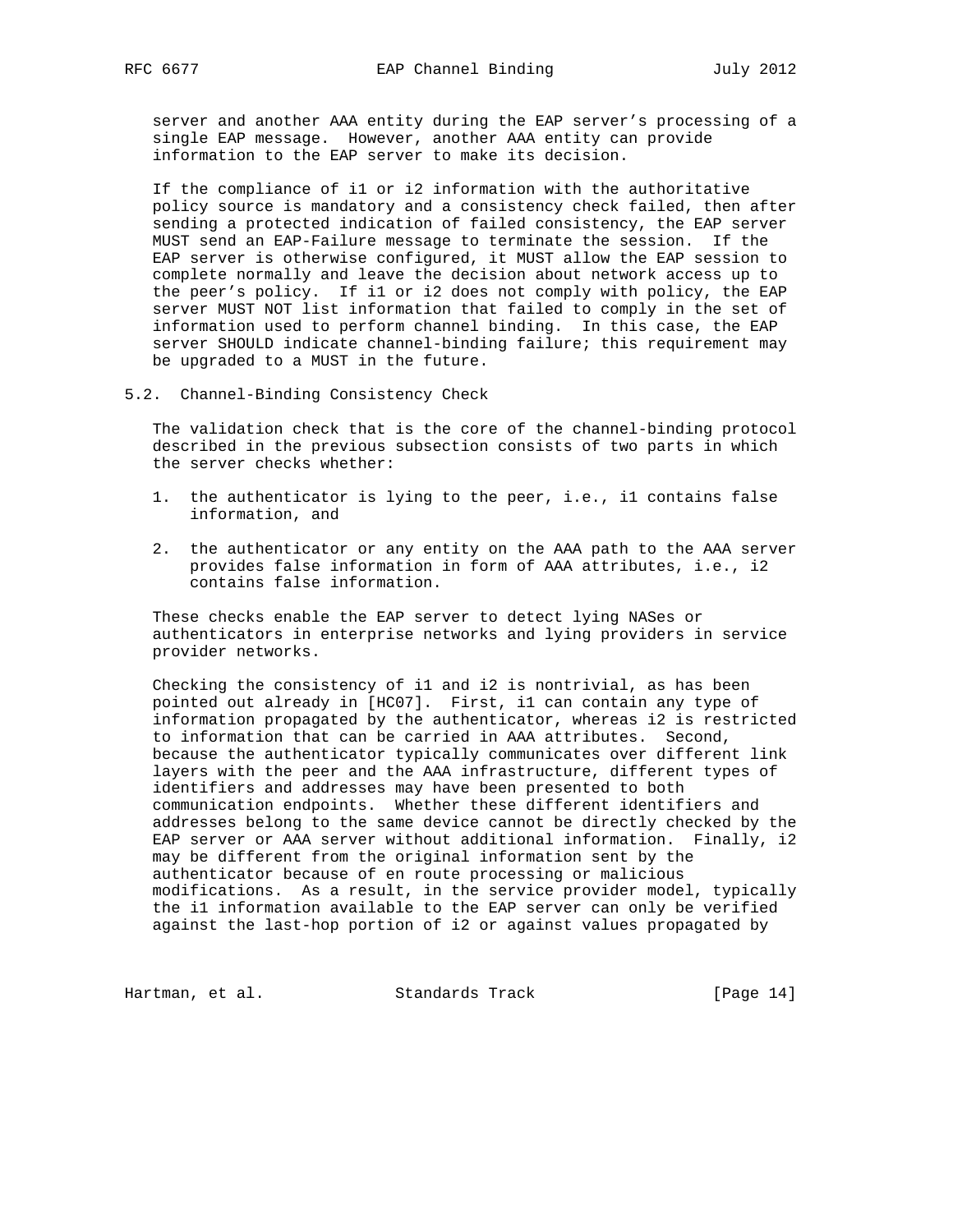server and another AAA entity during the EAP server's processing of a single EAP message. However, another AAA entity can provide information to the EAP server to make its decision.

If the compliance of i1 or i2 information with the authoritative policy source is mandatory and a consistency check failed, then after sending a protected indication of failed consistency, the EAP server MUST send an EAP-Failure message to terminate the session. If the EAP server is otherwise configured, it MUST allow the EAP session to complete normally and leave the decision about network access up to the peer's policy. If i1 or i2 does not comply with policy, the EAP server MUST NOT list information that failed to comply in the set of information used to perform channel binding. In this case, the EAP server SHOULD indicate channel-binding failure; this requirement may be upgraded to a MUST in the future.

## 5.2. Channel-Binding Consistency Check

The validation check that is the core of the channel-binding protocol described in the previous subsection consists of two parts in which the server checks whether:

1. the authenticator is lying to the peer, i.e., i1 contains false information, and
2. the authenticator or any entity on the AAA path to the AAA server provides false information in form of AAA attributes, i.e., i2 contains false information.

These checks enable the EAP server to detect lying NASes or authenticators in enterprise networks and lying providers in service provider networks.

Checking the consistency of i1 and i2 is nontrivial, as has been pointed out already in [HC07]. First, i1 can contain any type of information propagated by the authenticator, whereas i2 is restricted to information that can be carried in AAA attributes. Second, because the authenticator typically communicates over different link layers with the peer and the AAA infrastructure, different types of identifiers and addresses may have been presented to both communication endpoints. Whether these different identifiers and addresses belong to the same device cannot be directly checked by the EAP server or AAA server without additional information. Finally, i2 may be different from the original information sent by the authenticator because of en route processing or malicious modifications. As a result, in the service provider model, typically the i1 information available to the EAP server can only be verified against the last-hop portion of i2 or against values propagated by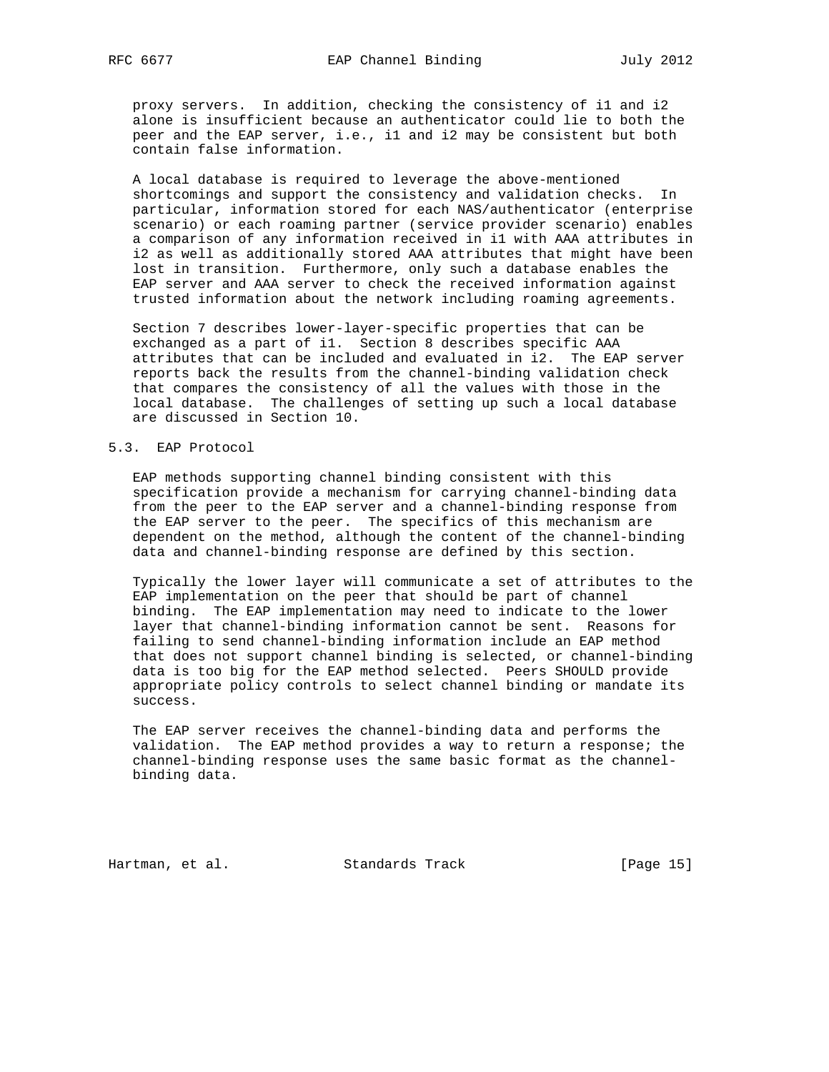proxy servers. In addition, checking the consistency of i1 and i2 alone is insufficient because an authenticator could lie to both the peer and the EAP server, i.e., i1 and i2 may be consistent but both contain false information.

A local database is required to leverage the above-mentioned shortcomings and support the consistency and validation checks. In particular, information stored for each NAS/authenticator (enterprise scenario) or each roaming partner (service provider scenario) enables a comparison of any information received in i1 with AAA attributes in i2 as well as additionally stored AAA attributes that might have been lost in transition. Furthermore, only such a database enables the EAP server and AAA server to check the received information against trusted information about the network including roaming agreements.

Section 7 describes lower-layer-specific properties that can be exchanged as a part of i1. Section 8 describes specific AAA attributes that can be included and evaluated in i2. The EAP server reports back the results from the channel-binding validation check that compares the consistency of all the values with those in the local database. The challenges of setting up such a local database are discussed in Section 10.

### 5.3. EAP Protocol

EAP methods supporting channel binding consistent with this specification provide a mechanism for carrying channel-binding data from the peer to the EAP server and a channel-binding response from the EAP server to the peer. The specifics of this mechanism are dependent on the method, although the content of the channel-binding data and channel-binding response are defined by this section.

Typically the lower layer will communicate a set of attributes to the EAP implementation on the peer that should be part of channel binding. The EAP implementation may need to indicate to the lower layer that channel-binding information cannot be sent. Reasons for failing to send channel-binding information include an EAP method that does not support channel binding is selected, or channel-binding data is too big for the EAP method selected. Peers SHOULD provide appropriate policy controls to select channel binding or mandate its success.

The EAP server receives the channel-binding data and performs the validation. The EAP method provides a way to return a response; the channel-binding response uses the same basic format as the channel-binding data.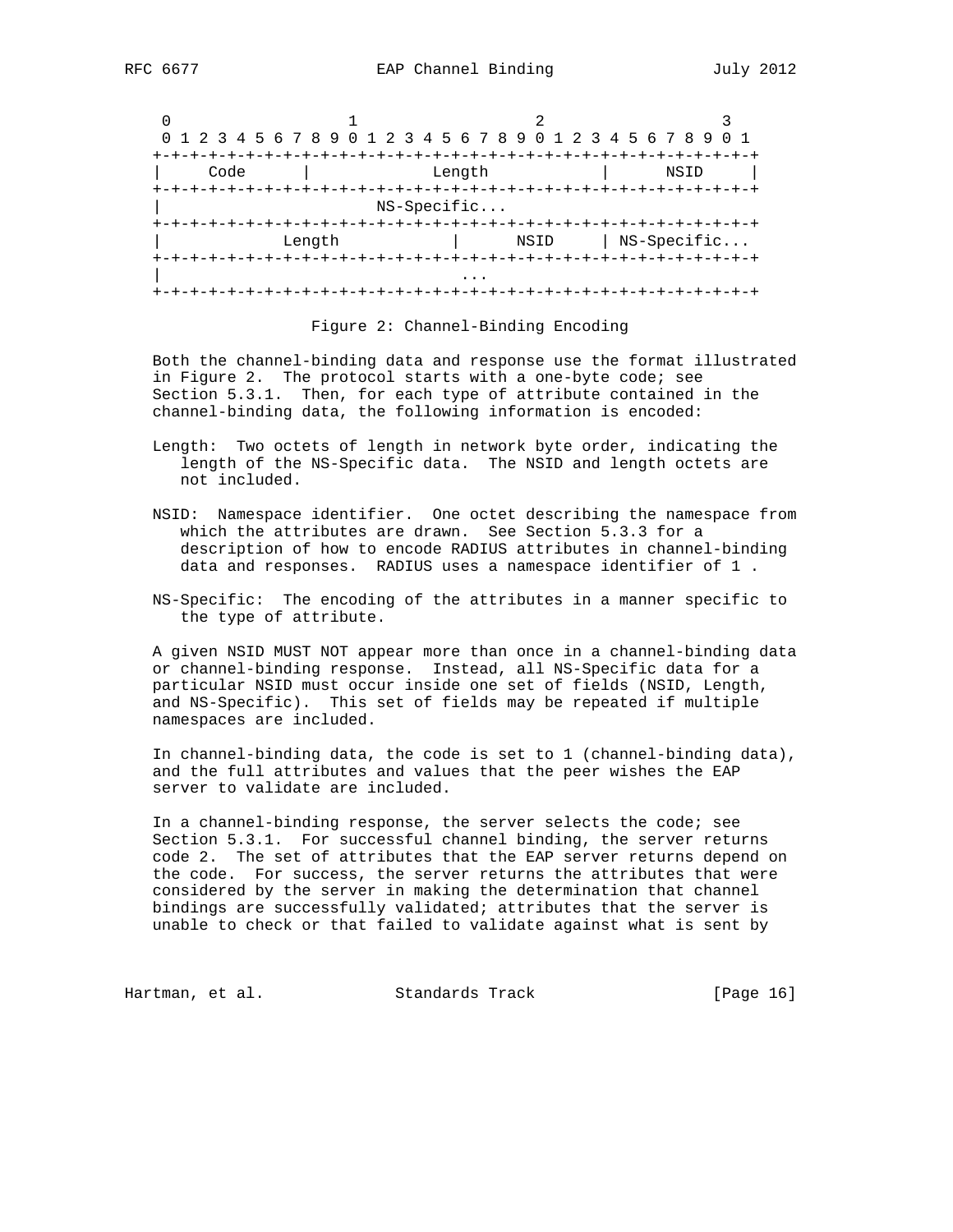```
 0                   1                   2                   3
 0 1 2 3 4 5 6 7 8 9 0 1 2 3 4 5 6 7 8 9 0 1 2 3 4 5 6 7 8 9 0 1
+-+-+-+-+-+-+-+-+-+-+-+-+-+-+-+-+-+-+-+-+-+-+-+-+-+-+-+-+-+-+-+-+
|    Code       |             Length            |      NSID     |
+-+-+-+-+-+-+-+-+-+-+-+-+-+-+-+-+-+-+-+-+-+-+-+-+-+-+-+-+-+-+-+-+
|                       NS-Specific...
+-+-+-+-+-+-+-+-+-+-+-+-+-+-+-+-+-+-+-+-+-+-+-+-+-+-+-+-+-+-+-+-+
|            Length             |      NSID     | NS-Specific...
+-+-+-+-+-+-+-+-+-+-+-+-+-+-+-+-+-+-+-+-+-+-+-+-+-+-+-+-+-+-+-+-+
|                                ...
+-+-+-+-+-+-+-+-+-+-+-+-+-+-+-+-+-+-+-+-+-+-+-+-+-+-+-+-+-+-+-+-+
```

Figure 2: Channel-Binding Encoding

Both the channel-binding data and response use the format illustrated in Figure 2. The protocol starts with a one-byte code; see Section 5.3.1. Then, for each type of attribute contained in the channel-binding data, the following information is encoded:

Length: Two octets of length in network byte order, indicating the length of the NS-Specific data. The NSID and length octets are not included.

NSID: Namespace identifier. One octet describing the namespace from which the attributes are drawn. See Section 5.3.3 for a description of how to encode RADIUS attributes in channel-binding data and responses. RADIUS uses a namespace identifier of 1 .

NS-Specific: The encoding of the attributes in a manner specific to the type of attribute.

A given NSID MUST NOT appear more than once in a channel-binding data or channel-binding response. Instead, all NS-Specific data for a particular NSID must occur inside one set of fields (NSID, Length, and NS-Specific). This set of fields may be repeated if multiple namespaces are included.

In channel-binding data, the code is set to 1 (channel-binding data), and the full attributes and values that the peer wishes the EAP server to validate are included.

In a channel-binding response, the server selects the code; see Section 5.3.1. For successful channel binding, the server returns code 2. The set of attributes that the EAP server returns depend on the code. For success, the server returns the attributes that were considered by the server in making the determination that channel bindings are successfully validated; attributes that the server is unable to check or that failed to validate against what is sent by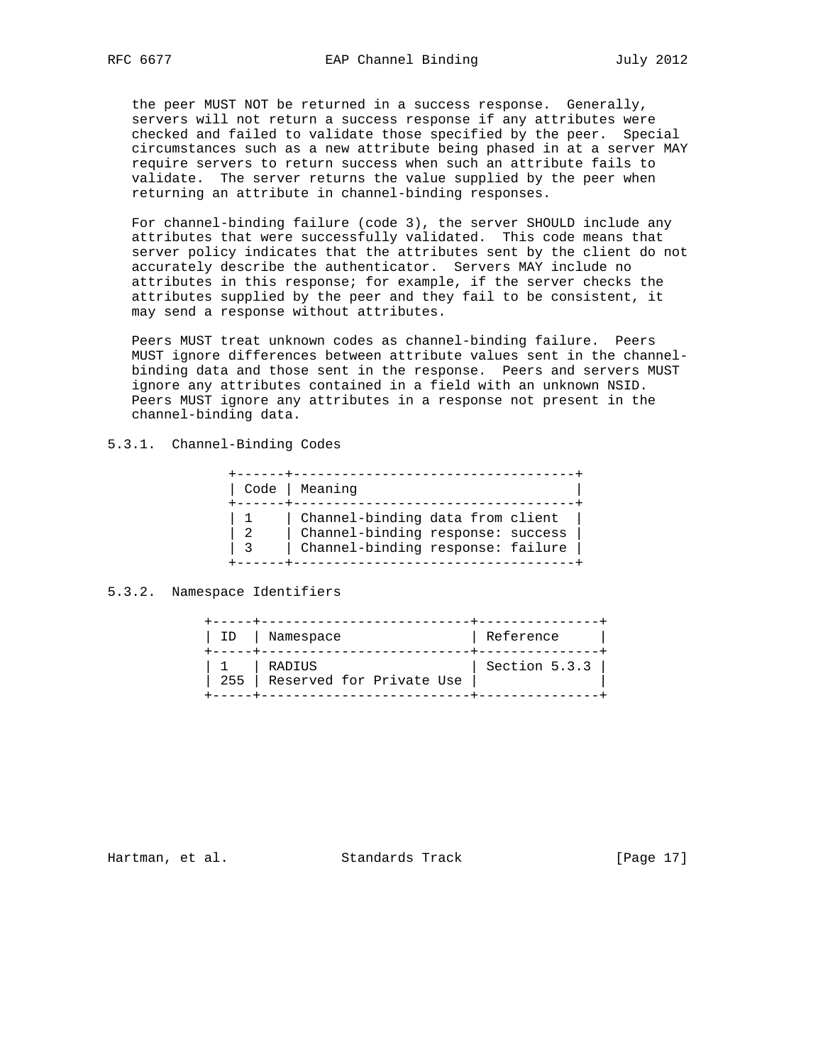the peer MUST NOT be returned in a success response. Generally, servers will not return a success response if any attributes were checked and failed to validate those specified by the peer. Special circumstances such as a new attribute being phased in at a server MAY require servers to return success when such an attribute fails to validate. The server returns the value supplied by the peer when returning an attribute in channel-binding responses.

For channel-binding failure (code 3), the server SHOULD include any attributes that were successfully validated. This code means that server policy indicates that the attributes sent by the client do not accurately describe the authenticator. Servers MAY include no attributes in this response; for example, if the server checks the attributes supplied by the peer and they fail to be consistent, it may send a response without attributes.

Peers MUST treat unknown codes as channel-binding failure. Peers MUST ignore differences between attribute values sent in the channel-binding data and those sent in the response. Peers and servers MUST ignore any attributes contained in a field with an unknown NSID. Peers MUST ignore any attributes in a response not present in the channel-binding data.

### 5.3.1. Channel-Binding Codes

| Code | Meaning |
| --- | --- |
| 1 | Channel-binding data from client |
| 2 | Channel-binding response: success |
| 3 | Channel-binding response: failure |

### 5.3.2. Namespace Identifiers

| ID | Namespace | Reference |
| --- | --- | --- |
| 1 | RADIUS | Section 5.3.3 |
| 255 | Reserved for Private Use | |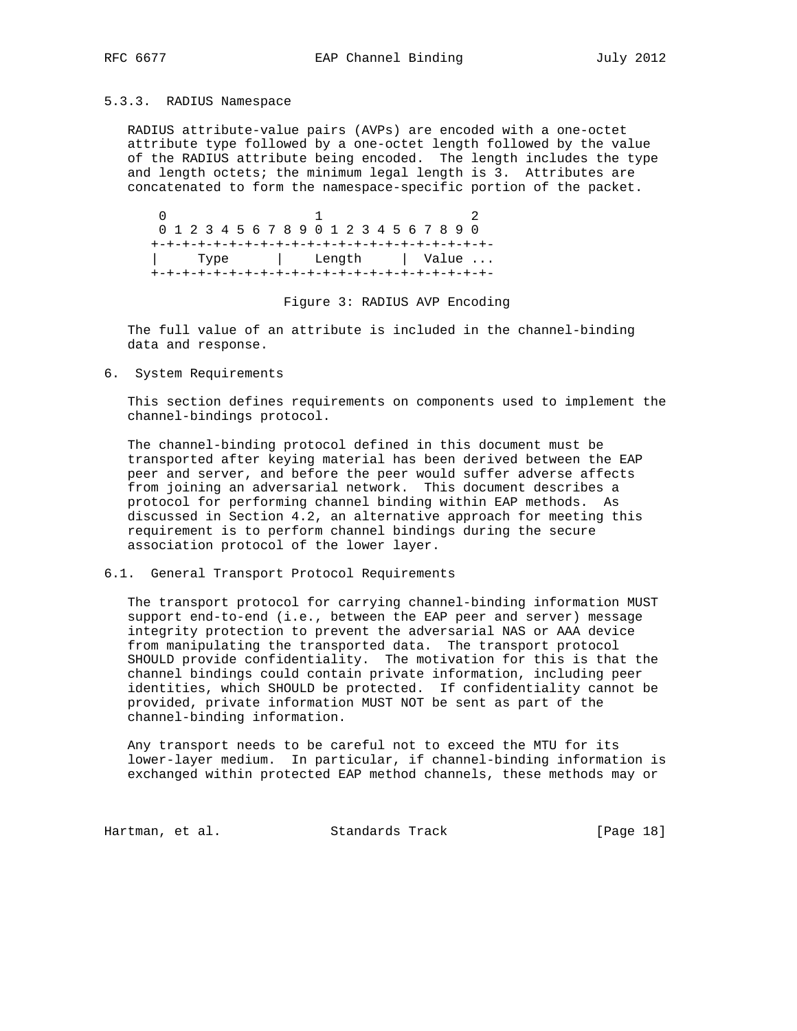### 5.3.3. RADIUS Namespace

RADIUS attribute-value pairs (AVPs) are encoded with a one-octet attribute type followed by a one-octet length followed by the value of the RADIUS attribute being encoded. The length includes the type and length octets; the minimum legal length is 3. Attributes are concatenated to form the namespace-specific portion of the packet.

```
 0                   1                   2
 0 1 2 3 4 5 6 7 8 9 0 1 2 3 4 5 6 7 8 9 0
+-+-+-+-+-+-+-+-+-+-+-+-+-+-+-+-+-+-+-+-+-+-
|     Type      |    Length     |  Value ...
+-+-+-+-+-+-+-+-+-+-+-+-+-+-+-+-+-+-+-+-+-+-
```

Figure 3: RADIUS AVP Encoding

The full value of an attribute is included in the channel-binding data and response.

## 6. System Requirements

This section defines requirements on components used to implement the channel-bindings protocol.

The channel-binding protocol defined in this document must be transported after keying material has been derived between the EAP peer and server, and before the peer would suffer adverse affects from joining an adversarial network. This document describes a protocol for performing channel binding within EAP methods. As discussed in Section 4.2, an alternative approach for meeting this requirement is to perform channel bindings during the secure association protocol of the lower layer.

### 6.1. General Transport Protocol Requirements

The transport protocol for carrying channel-binding information MUST support end-to-end (i.e., between the EAP peer and server) message integrity protection to prevent the adversarial NAS or AAA device from manipulating the transported data. The transport protocol SHOULD provide confidentiality. The motivation for this is that the channel bindings could contain private information, including peer identities, which SHOULD be protected. If confidentiality cannot be provided, private information MUST NOT be sent as part of the channel-binding information.

Any transport needs to be careful not to exceed the MTU for its lower-layer medium. In particular, if channel-binding information is exchanged within protected EAP method channels, these methods may or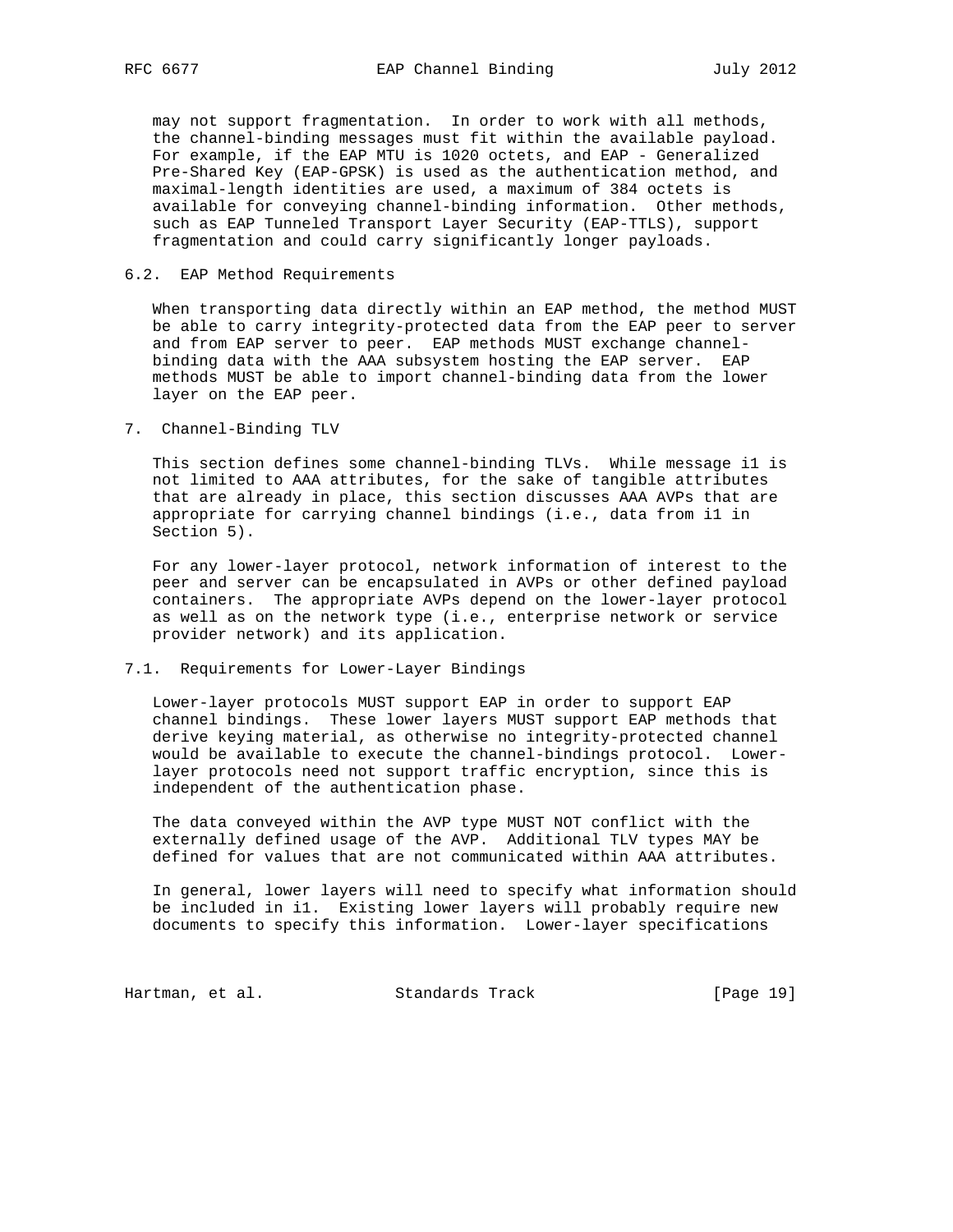may not support fragmentation. In order to work with all methods, the channel-binding messages must fit within the available payload. For example, if the EAP MTU is 1020 octets, and EAP - Generalized Pre-Shared Key (EAP-GPSK) is used as the authentication method, and maximal-length identities are used, a maximum of 384 octets is available for conveying channel-binding information. Other methods, such as EAP Tunneled Transport Layer Security (EAP-TTLS), support fragmentation and could carry significantly longer payloads.

### 6.2. EAP Method Requirements

When transporting data directly within an EAP method, the method MUST be able to carry integrity-protected data from the EAP peer to server and from EAP server to peer. EAP methods MUST exchange channel-binding data with the AAA subsystem hosting the EAP server. EAP methods MUST be able to import channel-binding data from the lower layer on the EAP peer.

## 7. Channel-Binding TLV

This section defines some channel-binding TLVs. While message i1 is not limited to AAA attributes, for the sake of tangible attributes that are already in place, this section discusses AAA AVPs that are appropriate for carrying channel bindings (i.e., data from i1 in Section 5).

For any lower-layer protocol, network information of interest to the peer and server can be encapsulated in AVPs or other defined payload containers. The appropriate AVPs depend on the lower-layer protocol as well as on the network type (i.e., enterprise network or service provider network) and its application.

### 7.1. Requirements for Lower-Layer Bindings

Lower-layer protocols MUST support EAP in order to support EAP channel bindings. These lower layers MUST support EAP methods that derive keying material, as otherwise no integrity-protected channel would be available to execute the channel-bindings protocol. Lower-layer protocols need not support traffic encryption, since this is independent of the authentication phase.

The data conveyed within the AVP type MUST NOT conflict with the externally defined usage of the AVP. Additional TLV types MAY be defined for values that are not communicated within AAA attributes.

In general, lower layers will need to specify what information should be included in i1. Existing lower layers will probably require new documents to specify this information. Lower-layer specifications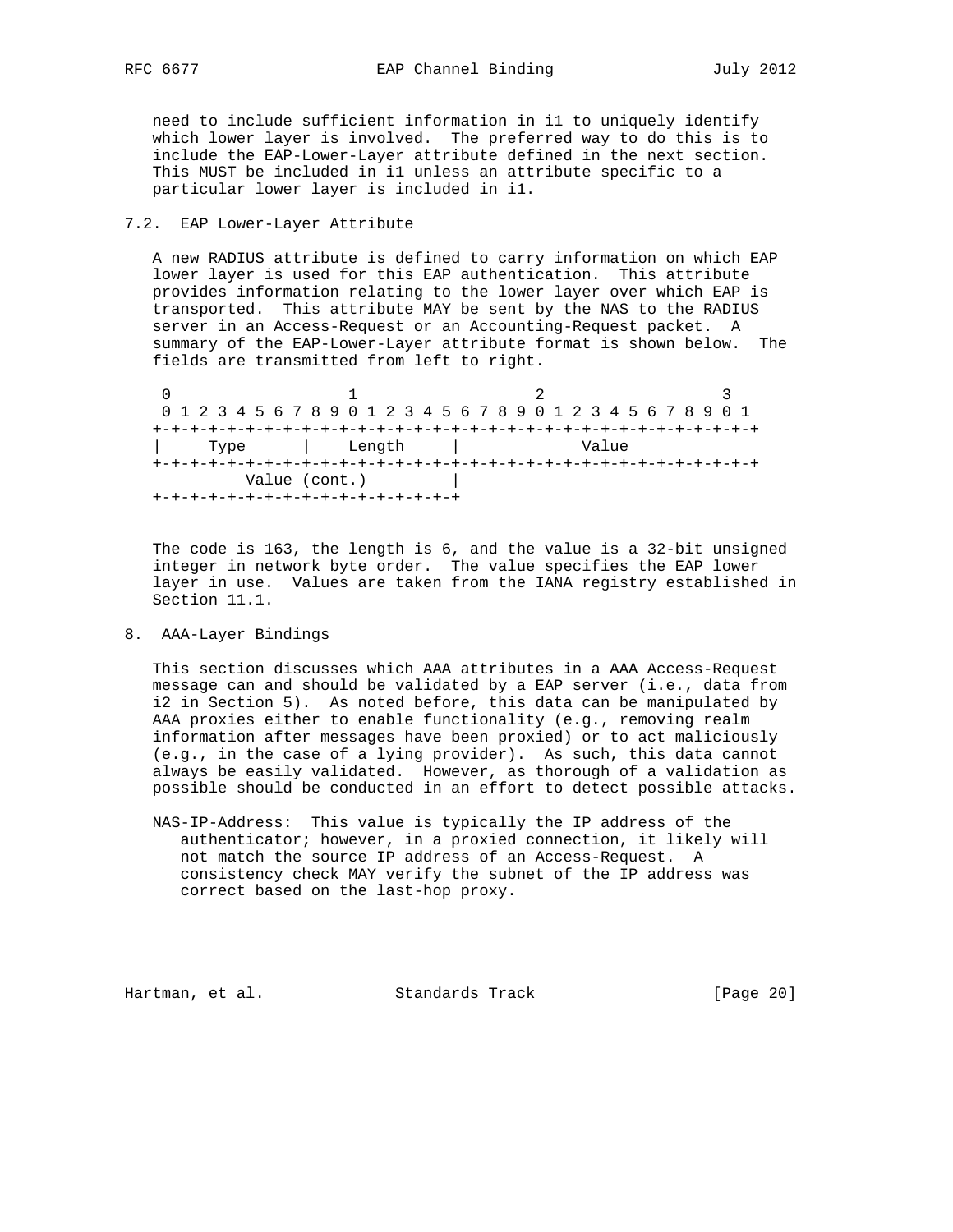need to include sufficient information in i1 to uniquely identify which lower layer is involved. The preferred way to do this is to include the EAP-Lower-Layer attribute defined in the next section. This MUST be included in i1 unless an attribute specific to a particular lower layer is included in i1.

## 7.2. EAP Lower-Layer Attribute

A new RADIUS attribute is defined to carry information on which EAP lower layer is used for this EAP authentication. This attribute provides information relating to the lower layer over which EAP is transported. This attribute MAY be sent by the NAS to the RADIUS server in an Access-Request or an Accounting-Request packet. A summary of the EAP-Lower-Layer attribute format is shown below. The fields are transmitted from left to right.

```
 0                   1                   2                   3
 0 1 2 3 4 5 6 7 8 9 0 1 2 3 4 5 6 7 8 9 0 1 2 3 4 5 6 7 8 9 0 1
+-+-+-+-+-+-+-+-+-+-+-+-+-+-+-+-+-+-+-+-+-+-+-+-+-+-+-+-+-+-+-+-+
|     Type      |    Length     |             Value
+-+-+-+-+-+-+-+-+-+-+-+-+-+-+-+-+-+-+-+-+-+-+-+-+-+-+-+-+-+-+-+-+
          Value (cont.)         |
+-+-+-+-+-+-+-+-+-+-+-+-+-+-+-+-+
```

The code is 163, the length is 6, and the value is a 32-bit unsigned integer in network byte order. The value specifies the EAP lower layer in use. Values are taken from the IANA registry established in Section 11.1.

# 8. AAA-Layer Bindings

This section discusses which AAA attributes in a AAA Access-Request message can and should be validated by a EAP server (i.e., data from i2 in Section 5). As noted before, this data can be manipulated by AAA proxies either to enable functionality (e.g., removing realm information after messages have been proxied) or to act maliciously (e.g., in the case of a lying provider). As such, this data cannot always be easily validated. However, as thorough of a validation as possible should be conducted in an effort to detect possible attacks.

NAS-IP-Address: This value is typically the IP address of the authenticator; however, in a proxied connection, it likely will not match the source IP address of an Access-Request. A consistency check MAY verify the subnet of the IP address was correct based on the last-hop proxy.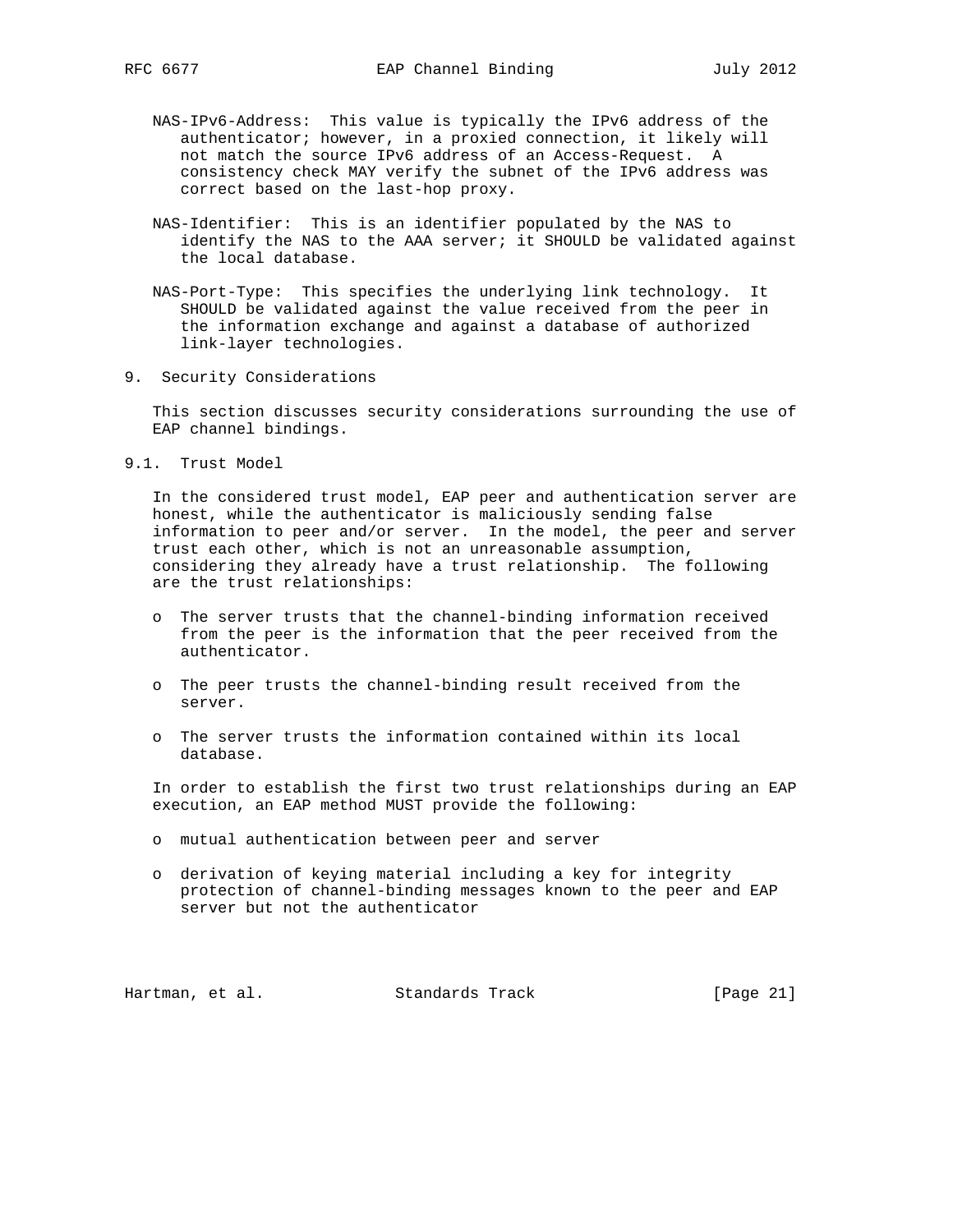NAS-IPv6-Address: This value is typically the IPv6 address of the authenticator; however, in a proxied connection, it likely will not match the source IPv6 address of an Access-Request. A consistency check MAY verify the subnet of the IPv6 address was correct based on the last-hop proxy.

NAS-Identifier: This is an identifier populated by the NAS to identify the NAS to the AAA server; it SHOULD be validated against the local database.

NAS-Port-Type: This specifies the underlying link technology. It SHOULD be validated against the value received from the peer in the information exchange and against a database of authorized link-layer technologies.

## 9. Security Considerations

This section discusses security considerations surrounding the use of EAP channel bindings.

### 9.1. Trust Model

In the considered trust model, EAP peer and authentication server are honest, while the authenticator is maliciously sending false information to peer and/or server. In the model, the peer and server trust each other, which is not an unreasonable assumption, considering they already have a trust relationship. The following are the trust relationships:

- The server trusts that the channel-binding information received from the peer is the information that the peer received from the authenticator.
- The peer trusts the channel-binding result received from the server.
- The server trusts the information contained within its local database.

In order to establish the first two trust relationships during an EAP execution, an EAP method MUST provide the following:

- mutual authentication between peer and server
- derivation of keying material including a key for integrity protection of channel-binding messages known to the peer and EAP server but not the authenticator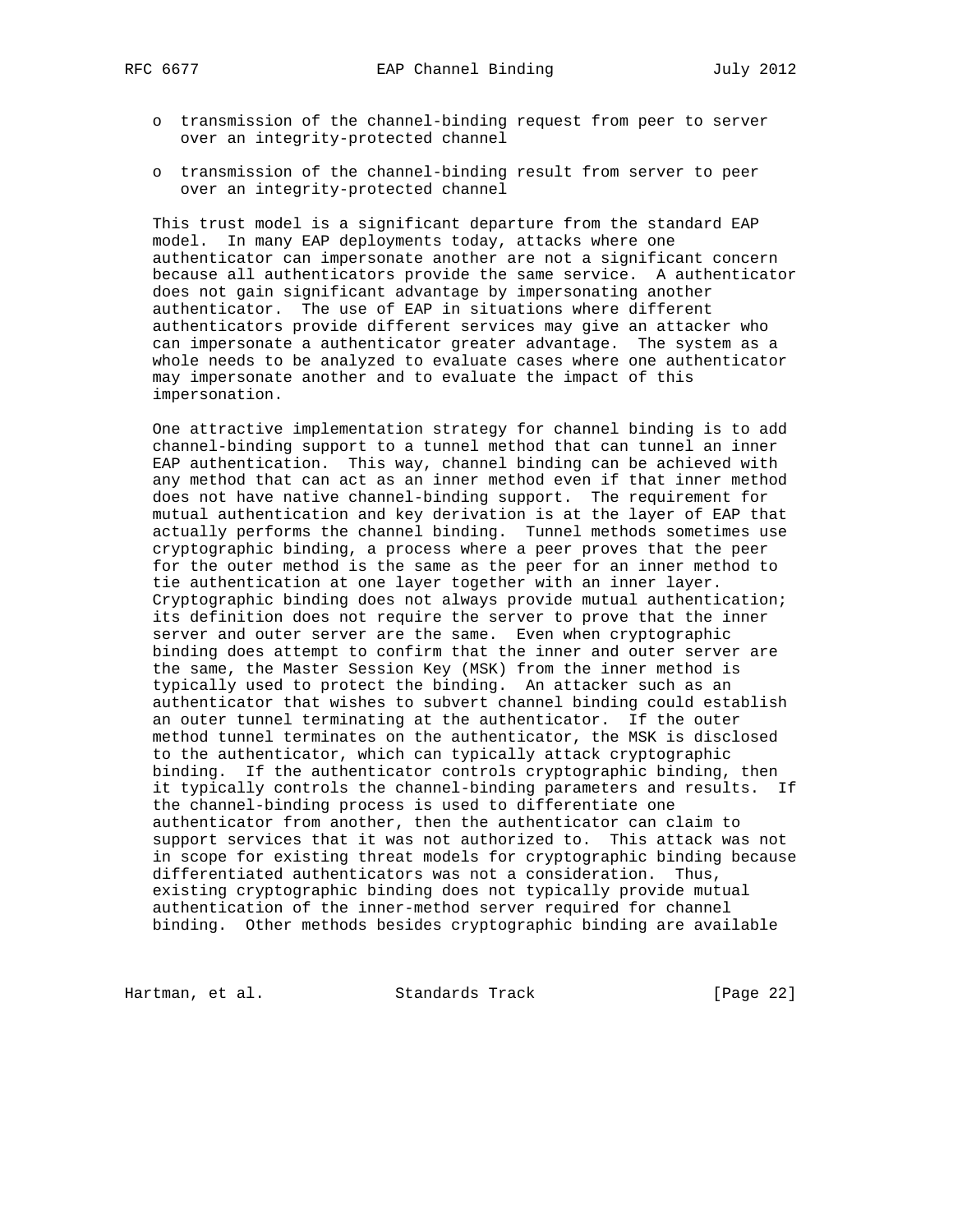- transmission of the channel-binding request from peer to server over an integrity-protected channel

- transmission of the channel-binding result from server to peer over an integrity-protected channel

This trust model is a significant departure from the standard EAP model. In many EAP deployments today, attacks where one authenticator can impersonate another are not a significant concern because all authenticators provide the same service. A authenticator does not gain significant advantage by impersonating another authenticator. The use of EAP in situations where different authenticators provide different services may give an attacker who can impersonate a authenticator greater advantage. The system as a whole needs to be analyzed to evaluate cases where one authenticator may impersonate another and to evaluate the impact of this impersonation.

One attractive implementation strategy for channel binding is to add channel-binding support to a tunnel method that can tunnel an inner EAP authentication. This way, channel binding can be achieved with any method that can act as an inner method even if that inner method does not have native channel-binding support. The requirement for mutual authentication and key derivation is at the layer of EAP that actually performs the channel binding. Tunnel methods sometimes use cryptographic binding, a process where a peer proves that the peer for the outer method is the same as the peer for an inner method to tie authentication at one layer together with an inner layer. Cryptographic binding does not always provide mutual authentication; its definition does not require the server to prove that the inner server and outer server are the same. Even when cryptographic binding does attempt to confirm that the inner and outer server are the same, the Master Session Key (MSK) from the inner method is typically used to protect the binding. An attacker such as an authenticator that wishes to subvert channel binding could establish an outer tunnel terminating at the authenticator. If the outer method tunnel terminates on the authenticator, the MSK is disclosed to the authenticator, which can typically attack cryptographic binding. If the authenticator controls cryptographic binding, then it typically controls the channel-binding parameters and results. If the channel-binding process is used to differentiate one authenticator from another, then the authenticator can claim to support services that it was not authorized to. This attack was not in scope for existing threat models for cryptographic binding because differentiated authenticators was not a consideration. Thus, existing cryptographic binding does not typically provide mutual authentication of the inner-method server required for channel binding. Other methods besides cryptographic binding are available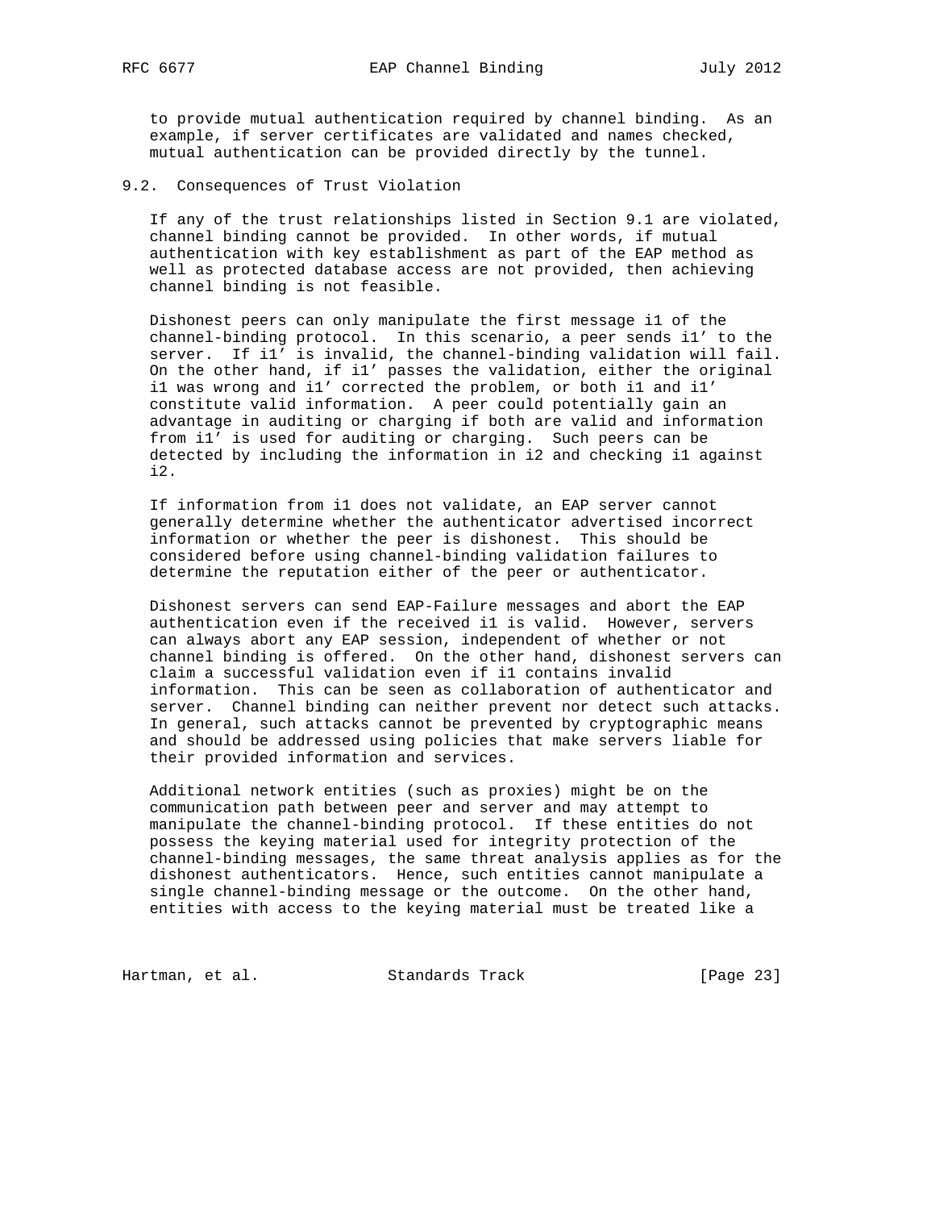to provide mutual authentication required by channel binding. As an example, if server certificates are validated and names checked, mutual authentication can be provided directly by the tunnel.

### 9.2. Consequences of Trust Violation

If any of the trust relationships listed in Section 9.1 are violated, channel binding cannot be provided. In other words, if mutual authentication with key establishment as part of the EAP method as well as protected database access are not provided, then achieving channel binding is not feasible.

Dishonest peers can only manipulate the first message i1 of the channel-binding protocol. In this scenario, a peer sends i1' to the server. If i1' is invalid, the channel-binding validation will fail. On the other hand, if i1' passes the validation, either the original i1 was wrong and i1' corrected the problem, or both i1 and i1' constitute valid information. A peer could potentially gain an advantage in auditing or charging if both are valid and information from i1' is used for auditing or charging. Such peers can be detected by including the information in i2 and checking i1 against i2.

If information from i1 does not validate, an EAP server cannot generally determine whether the authenticator advertised incorrect information or whether the peer is dishonest. This should be considered before using channel-binding validation failures to determine the reputation either of the peer or authenticator.

Dishonest servers can send EAP-Failure messages and abort the EAP authentication even if the received i1 is valid. However, servers can always abort any EAP session, independent of whether or not channel binding is offered. On the other hand, dishonest servers can claim a successful validation even if i1 contains invalid information. This can be seen as collaboration of authenticator and server. Channel binding can neither prevent nor detect such attacks. In general, such attacks cannot be prevented by cryptographic means and should be addressed using policies that make servers liable for their provided information and services.

Additional network entities (such as proxies) might be on the communication path between peer and server and may attempt to manipulate the channel-binding protocol. If these entities do not possess the keying material used for integrity protection of the channel-binding messages, the same threat analysis applies as for the dishonest authenticators. Hence, such entities cannot manipulate a single channel-binding message or the outcome. On the other hand, entities with access to the keying material must be treated like a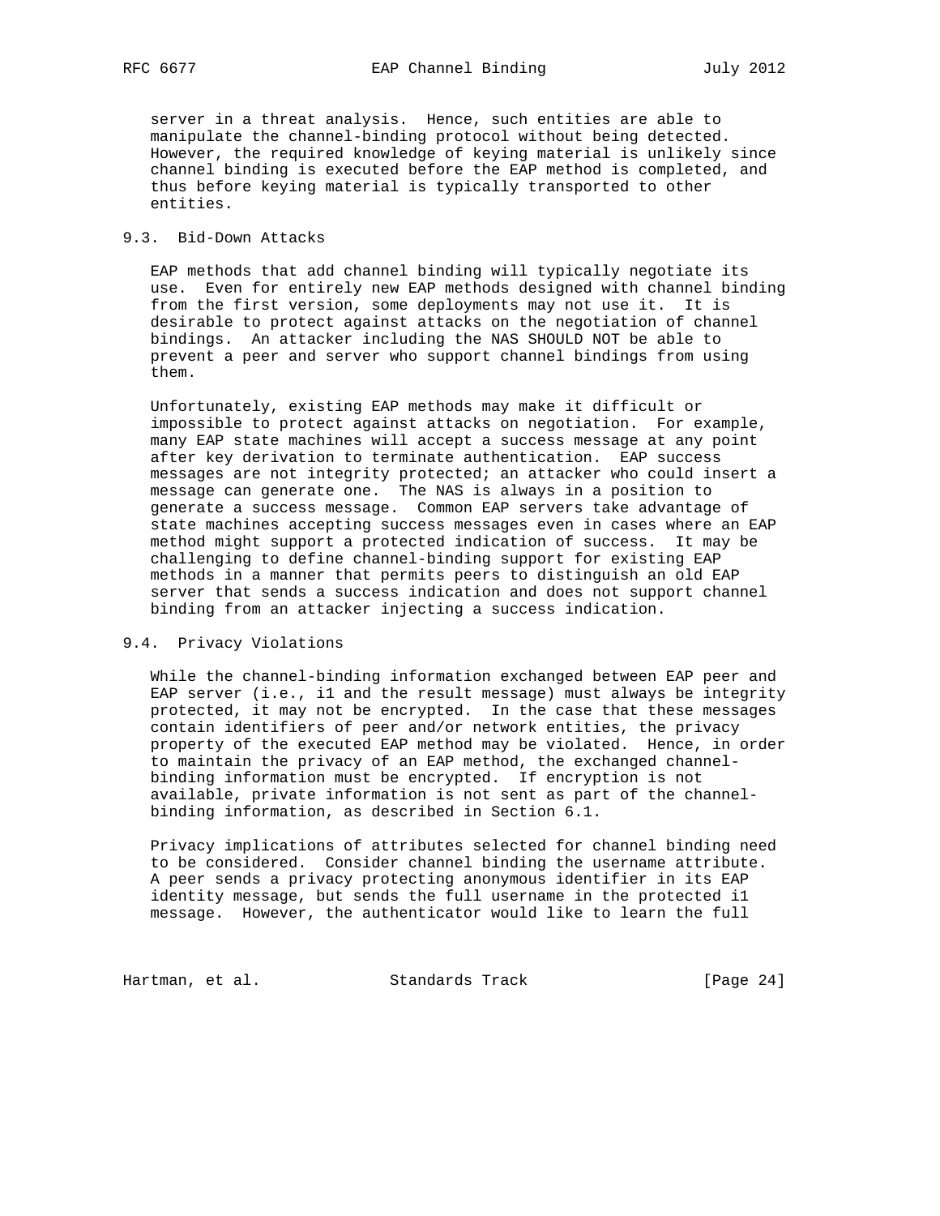server in a threat analysis. Hence, such entities are able to manipulate the channel-binding protocol without being detected. However, the required knowledge of keying material is unlikely since channel binding is executed before the EAP method is completed, and thus before keying material is typically transported to other entities.

### 9.3. Bid-Down Attacks

EAP methods that add channel binding will typically negotiate its use. Even for entirely new EAP methods designed with channel binding from the first version, some deployments may not use it. It is desirable to protect against attacks on the negotiation of channel bindings. An attacker including the NAS SHOULD NOT be able to prevent a peer and server who support channel bindings from using them.

Unfortunately, existing EAP methods may make it difficult or impossible to protect against attacks on negotiation. For example, many EAP state machines will accept a success message at any point after key derivation to terminate authentication. EAP success messages are not integrity protected; an attacker who could insert a message can generate one. The NAS is always in a position to generate a success message. Common EAP servers take advantage of state machines accepting success messages even in cases where an EAP method might support a protected indication of success. It may be challenging to define channel-binding support for existing EAP methods in a manner that permits peers to distinguish an old EAP server that sends a success indication and does not support channel binding from an attacker injecting a success indication.

### 9.4. Privacy Violations

While the channel-binding information exchanged between EAP peer and EAP server (i.e., i1 and the result message) must always be integrity protected, it may not be encrypted. In the case that these messages contain identifiers of peer and/or network entities, the privacy property of the executed EAP method may be violated. Hence, in order to maintain the privacy of an EAP method, the exchanged channel-binding information must be encrypted. If encryption is not available, private information is not sent as part of the channel-binding information, as described in Section 6.1.

Privacy implications of attributes selected for channel binding need to be considered. Consider channel binding the username attribute. A peer sends a privacy protecting anonymous identifier in its EAP identity message, but sends the full username in the protected i1 message. However, the authenticator would like to learn the full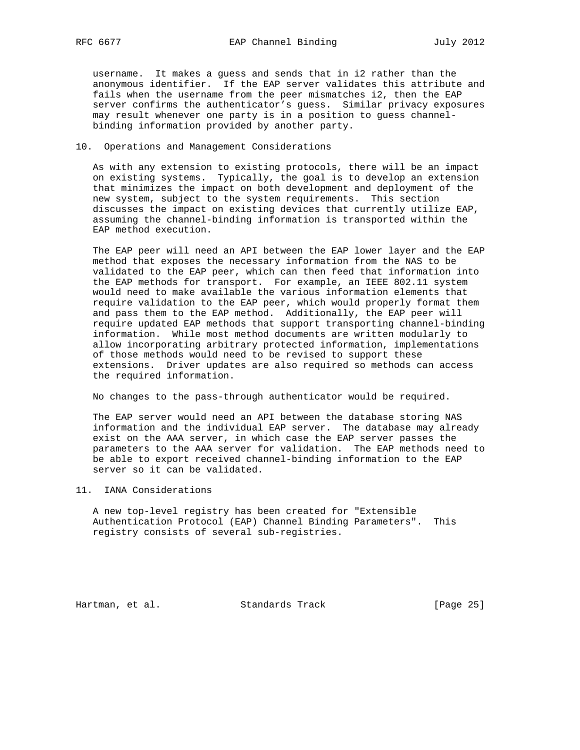username. It makes a guess and sends that in i2 rather than the anonymous identifier. If the EAP server validates this attribute and fails when the username from the peer mismatches i2, then the EAP server confirms the authenticator's guess. Similar privacy exposures may result whenever one party is in a position to guess channel-binding information provided by another party.

## 10. Operations and Management Considerations

As with any extension to existing protocols, there will be an impact on existing systems. Typically, the goal is to develop an extension that minimizes the impact on both development and deployment of the new system, subject to the system requirements. This section discusses the impact on existing devices that currently utilize EAP, assuming the channel-binding information is transported within the EAP method execution.

The EAP peer will need an API between the EAP lower layer and the EAP method that exposes the necessary information from the NAS to be validated to the EAP peer, which can then feed that information into the EAP methods for transport. For example, an IEEE 802.11 system would need to make available the various information elements that require validation to the EAP peer, which would properly format them and pass them to the EAP method. Additionally, the EAP peer will require updated EAP methods that support transporting channel-binding information. While most method documents are written modularly to allow incorporating arbitrary protected information, implementations of those methods would need to be revised to support these extensions. Driver updates are also required so methods can access the required information.

No changes to the pass-through authenticator would be required.

The EAP server would need an API between the database storing NAS information and the individual EAP server. The database may already exist on the AAA server, in which case the EAP server passes the parameters to the AAA server for validation. The EAP methods need to be able to export received channel-binding information to the EAP server so it can be validated.

## 11. IANA Considerations

A new top-level registry has been created for "Extensible Authentication Protocol (EAP) Channel Binding Parameters". This registry consists of several sub-registries.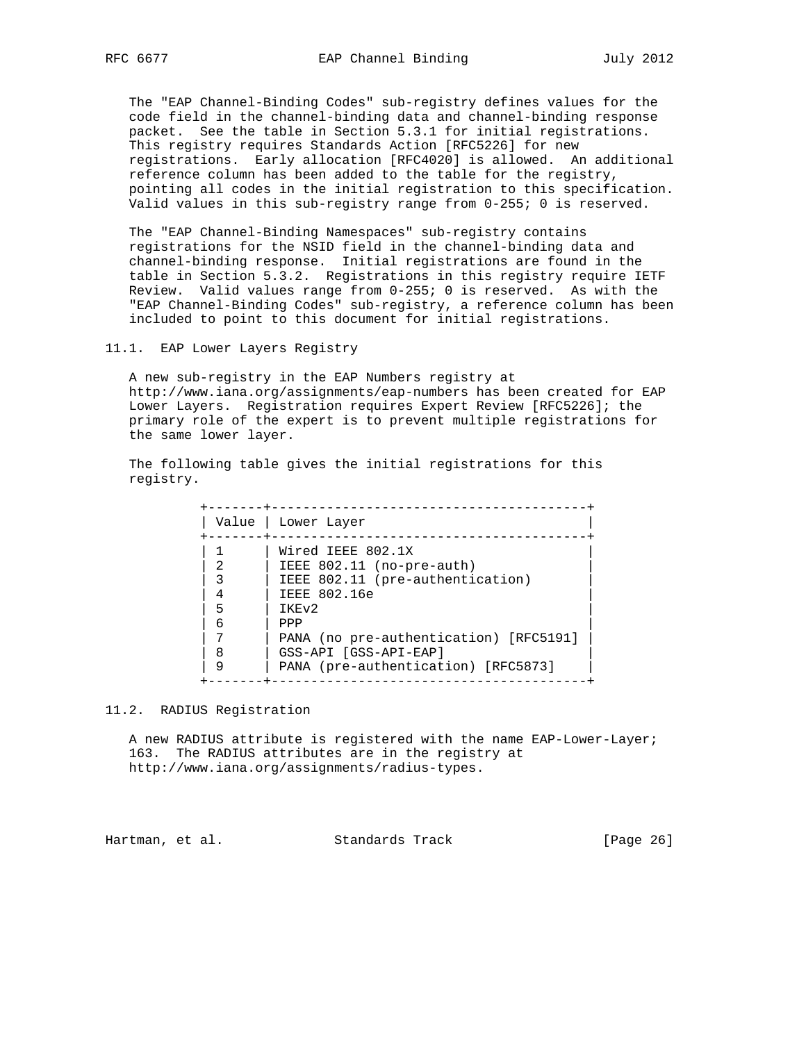The "EAP Channel-Binding Codes" sub-registry defines values for the code field in the channel-binding data and channel-binding response packet. See the table in Section 5.3.1 for initial registrations. This registry requires Standards Action [RFC5226] for new registrations. Early allocation [RFC4020] is allowed. An additional reference column has been added to the table for the registry, pointing all codes in the initial registration to this specification. Valid values in this sub-registry range from 0-255; 0 is reserved.

The "EAP Channel-Binding Namespaces" sub-registry contains registrations for the NSID field in the channel-binding data and channel-binding response. Initial registrations are found in the table in Section 5.3.2. Registrations in this registry require IETF Review. Valid values range from 0-255; 0 is reserved. As with the "EAP Channel-Binding Codes" sub-registry, a reference column has been included to point to this document for initial registrations.

## 11.1. EAP Lower Layers Registry

A new sub-registry in the EAP Numbers registry at http://www.iana.org/assignments/eap-numbers has been created for EAP Lower Layers. Registration requires Expert Review [RFC5226]; the primary role of the expert is to prevent multiple registrations for the same lower layer.

The following table gives the initial registrations for this registry.

| Value | Lower Layer |
|---|---|
| 1 | Wired IEEE 802.1X |
| 2 | IEEE 802.11 (no-pre-auth) |
| 3 | IEEE 802.11 (pre-authentication) |
| 4 | IEEE 802.16e |
| 5 | IKEv2 |
| 6 | PPP |
| 7 | PANA (no pre-authentication) [RFC5191] |
| 8 | GSS-API [GSS-API-EAP] |
| 9 | PANA (pre-authentication) [RFC5873] |

## 11.2. RADIUS Registration

A new RADIUS attribute is registered with the name EAP-Lower-Layer; 163. The RADIUS attributes are in the registry at http://www.iana.org/assignments/radius-types.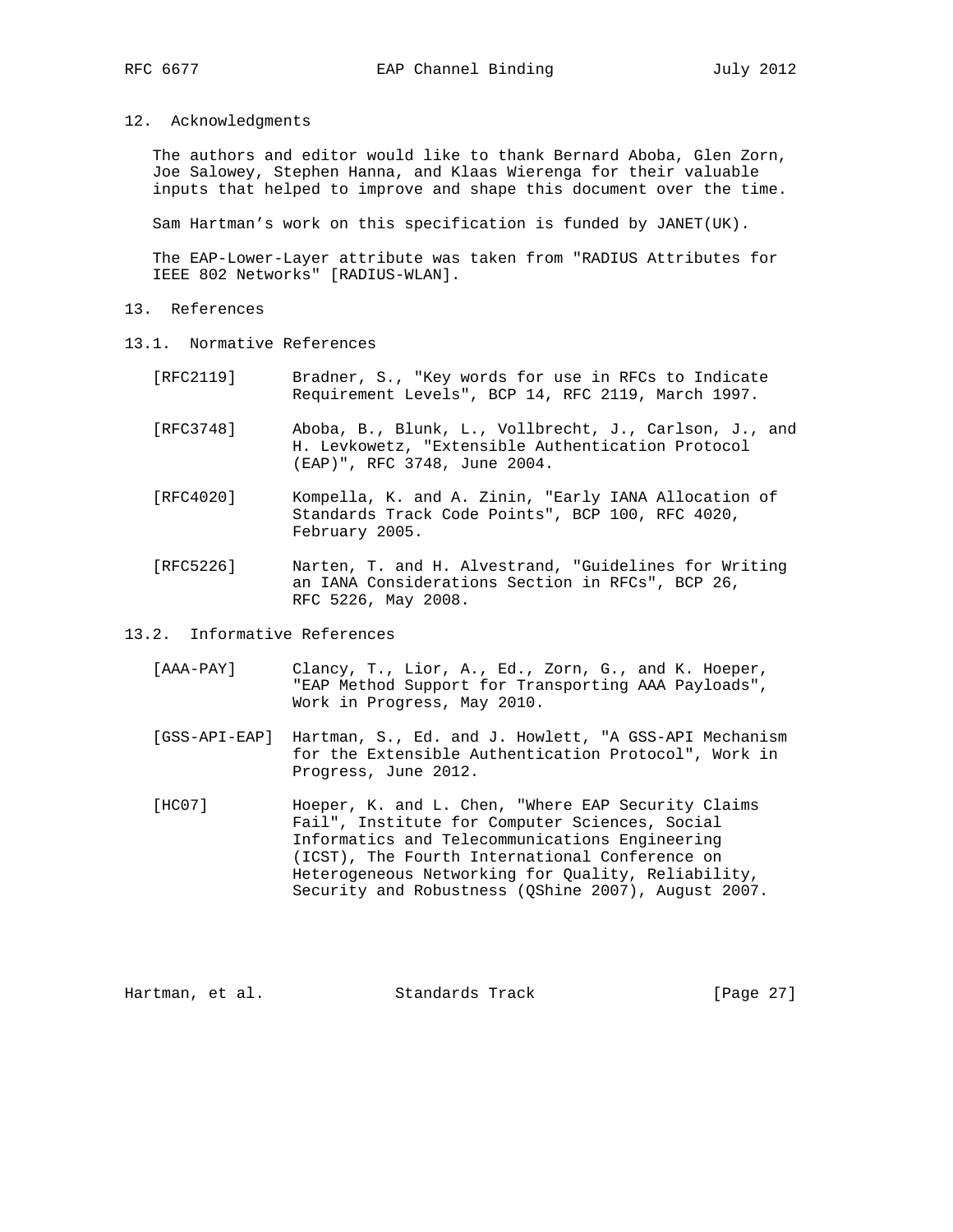## 12. Acknowledgments

The authors and editor would like to thank Bernard Aboba, Glen Zorn, Joe Salowey, Stephen Hanna, and Klaas Wierenga for their valuable inputs that helped to improve and shape this document over the time.

Sam Hartman's work on this specification is funded by JANET(UK).

The EAP-Lower-Layer attribute was taken from "RADIUS Attributes for IEEE 802 Networks" [RADIUS-WLAN].

## 13. References

### 13.1. Normative References

[RFC2119] Bradner, S., "Key words for use in RFCs to Indicate Requirement Levels", BCP 14, RFC 2119, March 1997.

[RFC3748] Aboba, B., Blunk, L., Vollbrecht, J., Carlson, J., and H. Levkowetz, "Extensible Authentication Protocol (EAP)", RFC 3748, June 2004.

[RFC4020] Kompella, K. and A. Zinin, "Early IANA Allocation of Standards Track Code Points", BCP 100, RFC 4020, February 2005.

[RFC5226] Narten, T. and H. Alvestrand, "Guidelines for Writing an IANA Considerations Section in RFCs", BCP 26, RFC 5226, May 2008.

### 13.2. Informative References

[AAA-PAY] Clancy, T., Lior, A., Ed., Zorn, G., and K. Hoeper, "EAP Method Support for Transporting AAA Payloads", Work in Progress, May 2010.

[GSS-API-EAP] Hartman, S., Ed. and J. Howlett, "A GSS-API Mechanism for the Extensible Authentication Protocol", Work in Progress, June 2012.

[HC07] Hoeper, K. and L. Chen, "Where EAP Security Claims Fail", Institute for Computer Sciences, Social Informatics and Telecommunications Engineering (ICST), The Fourth International Conference on Heterogeneous Networking for Quality, Reliability, Security and Robustness (QShine 2007), August 2007.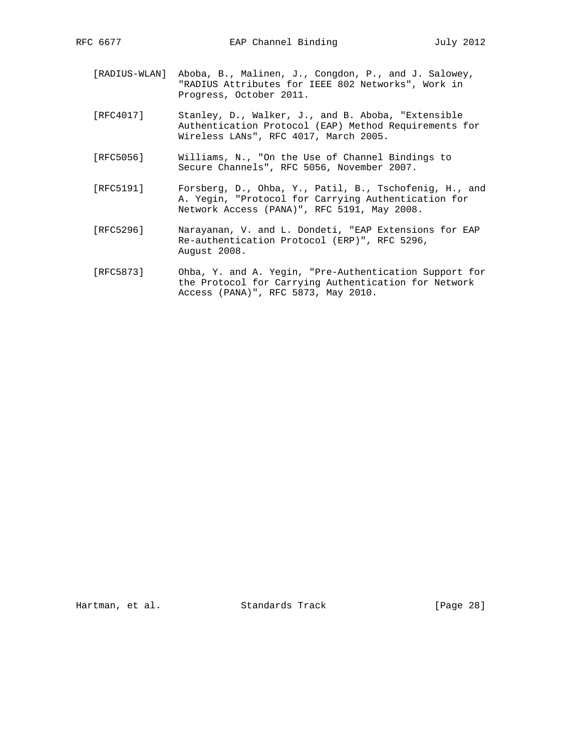[RADIUS-WLAN] Aboba, B., Malinen, J., Congdon, P., and J. Salowey, "RADIUS Attributes for IEEE 802 Networks", Work in Progress, October 2011.

[RFC4017] Stanley, D., Walker, J., and B. Aboba, "Extensible Authentication Protocol (EAP) Method Requirements for Wireless LANs", RFC 4017, March 2005.

[RFC5056] Williams, N., "On the Use of Channel Bindings to Secure Channels", RFC 5056, November 2007.

[RFC5191] Forsberg, D., Ohba, Y., Patil, B., Tschofenig, H., and A. Yegin, "Protocol for Carrying Authentication for Network Access (PANA)", RFC 5191, May 2008.

[RFC5296] Narayanan, V. and L. Dondeti, "EAP Extensions for EAP Re-authentication Protocol (ERP)", RFC 5296, August 2008.

[RFC5873] Ohba, Y. and A. Yegin, "Pre-Authentication Support for the Protocol for Carrying Authentication for Network Access (PANA)", RFC 5873, May 2010.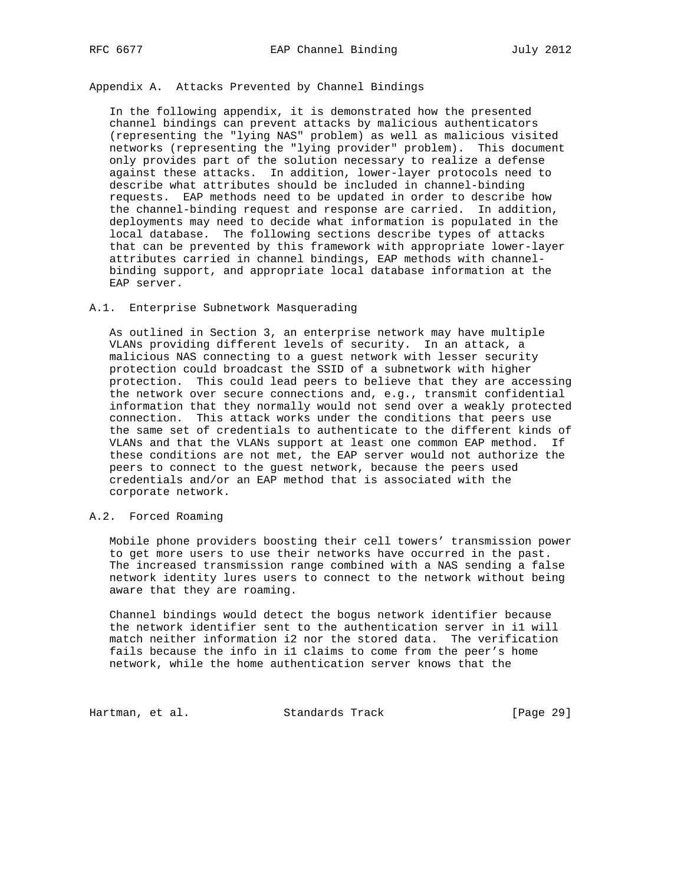## Appendix A. Attacks Prevented by Channel Bindings

In the following appendix, it is demonstrated how the presented channel bindings can prevent attacks by malicious authenticators (representing the "lying NAS" problem) as well as malicious visited networks (representing the "lying provider" problem). This document only provides part of the solution necessary to realize a defense against these attacks. In addition, lower-layer protocols need to describe what attributes should be included in channel-binding requests. EAP methods need to be updated in order to describe how the channel-binding request and response are carried. In addition, deployments may need to decide what information is populated in the local database. The following sections describe types of attacks that can be prevented by this framework with appropriate lower-layer attributes carried in channel bindings, EAP methods with channel-binding support, and appropriate local database information at the EAP server.

### A.1. Enterprise Subnetwork Masquerading

As outlined in Section 3, an enterprise network may have multiple VLANs providing different levels of security. In an attack, a malicious NAS connecting to a guest network with lesser security protection could broadcast the SSID of a subnetwork with higher protection. This could lead peers to believe that they are accessing the network over secure connections and, e.g., transmit confidential information that they normally would not send over a weakly protected connection. This attack works under the conditions that peers use the same set of credentials to authenticate to the different kinds of VLANs and that the VLANs support at least one common EAP method. If these conditions are not met, the EAP server would not authorize the peers to connect to the guest network, because the peers used credentials and/or an EAP method that is associated with the corporate network.

### A.2. Forced Roaming

Mobile phone providers boosting their cell towers' transmission power to get more users to use their networks have occurred in the past. The increased transmission range combined with a NAS sending a false network identity lures users to connect to the network without being aware that they are roaming.

Channel bindings would detect the bogus network identifier because the network identifier sent to the authentication server in i1 will match neither information i2 nor the stored data. The verification fails because the info in i1 claims to come from the peer's home network, while the home authentication server knows that the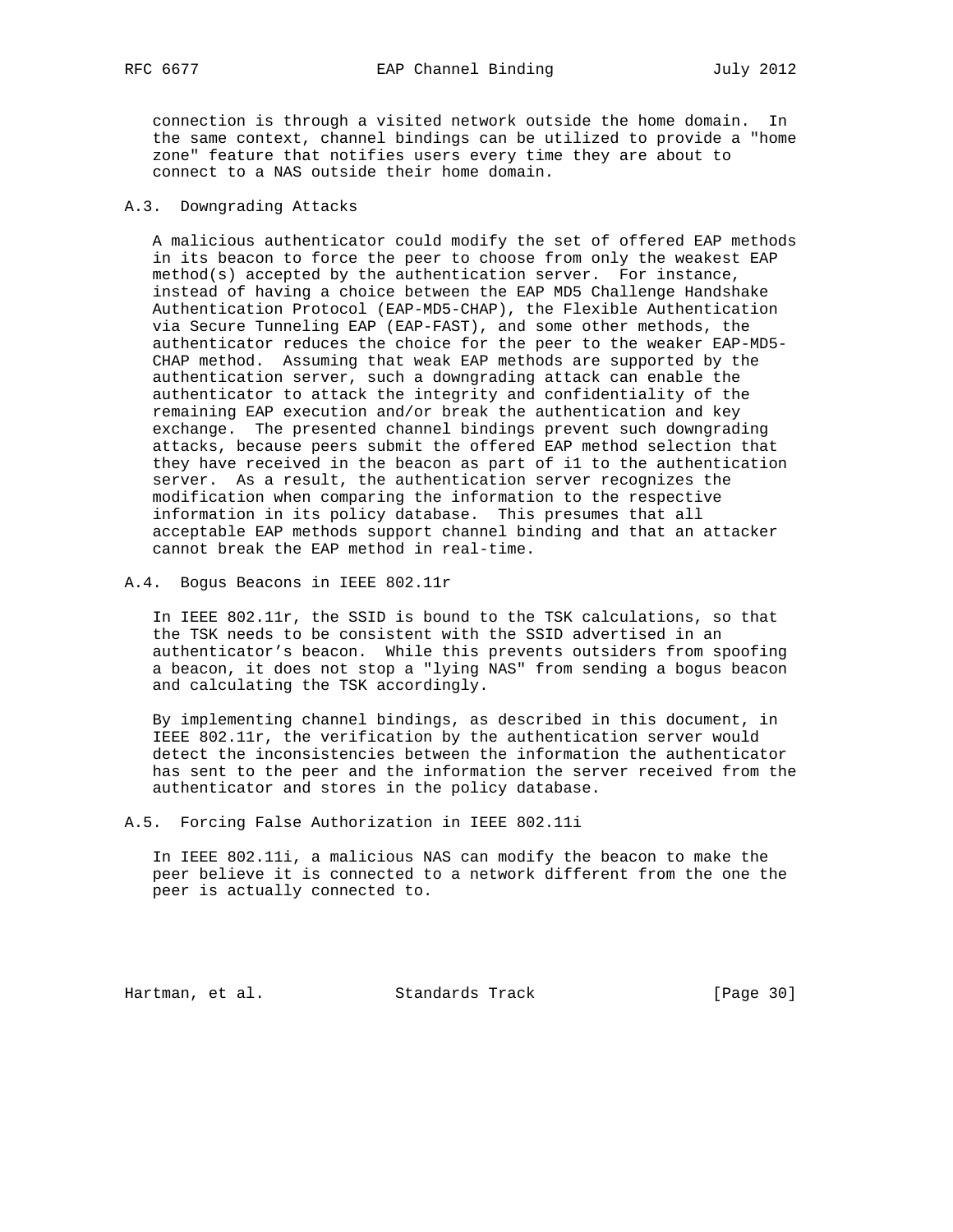connection is through a visited network outside the home domain. In the same context, channel bindings can be utilized to provide a "home zone" feature that notifies users every time they are about to connect to a NAS outside their home domain.

### A.3. Downgrading Attacks

A malicious authenticator could modify the set of offered EAP methods in its beacon to force the peer to choose from only the weakest EAP method(s) accepted by the authentication server. For instance, instead of having a choice between the EAP MD5 Challenge Handshake Authentication Protocol (EAP-MD5-CHAP), the Flexible Authentication via Secure Tunneling EAP (EAP-FAST), and some other methods, the authenticator reduces the choice for the peer to the weaker EAP-MD5-CHAP method. Assuming that weak EAP methods are supported by the authentication server, such a downgrading attack can enable the authenticator to attack the integrity and confidentiality of the remaining EAP execution and/or break the authentication and key exchange. The presented channel bindings prevent such downgrading attacks, because peers submit the offered EAP method selection that they have received in the beacon as part of i1 to the authentication server. As a result, the authentication server recognizes the modification when comparing the information to the respective information in its policy database. This presumes that all acceptable EAP methods support channel binding and that an attacker cannot break the EAP method in real-time.

### A.4. Bogus Beacons in IEEE 802.11r

In IEEE 802.11r, the SSID is bound to the TSK calculations, so that the TSK needs to be consistent with the SSID advertised in an authenticator's beacon. While this prevents outsiders from spoofing a beacon, it does not stop a "lying NAS" from sending a bogus beacon and calculating the TSK accordingly.

By implementing channel bindings, as described in this document, in IEEE 802.11r, the verification by the authentication server would detect the inconsistencies between the information the authenticator has sent to the peer and the information the server received from the authenticator and stores in the policy database.

### A.5. Forcing False Authorization in IEEE 802.11i

In IEEE 802.11i, a malicious NAS can modify the beacon to make the peer believe it is connected to a network different from the one the peer is actually connected to.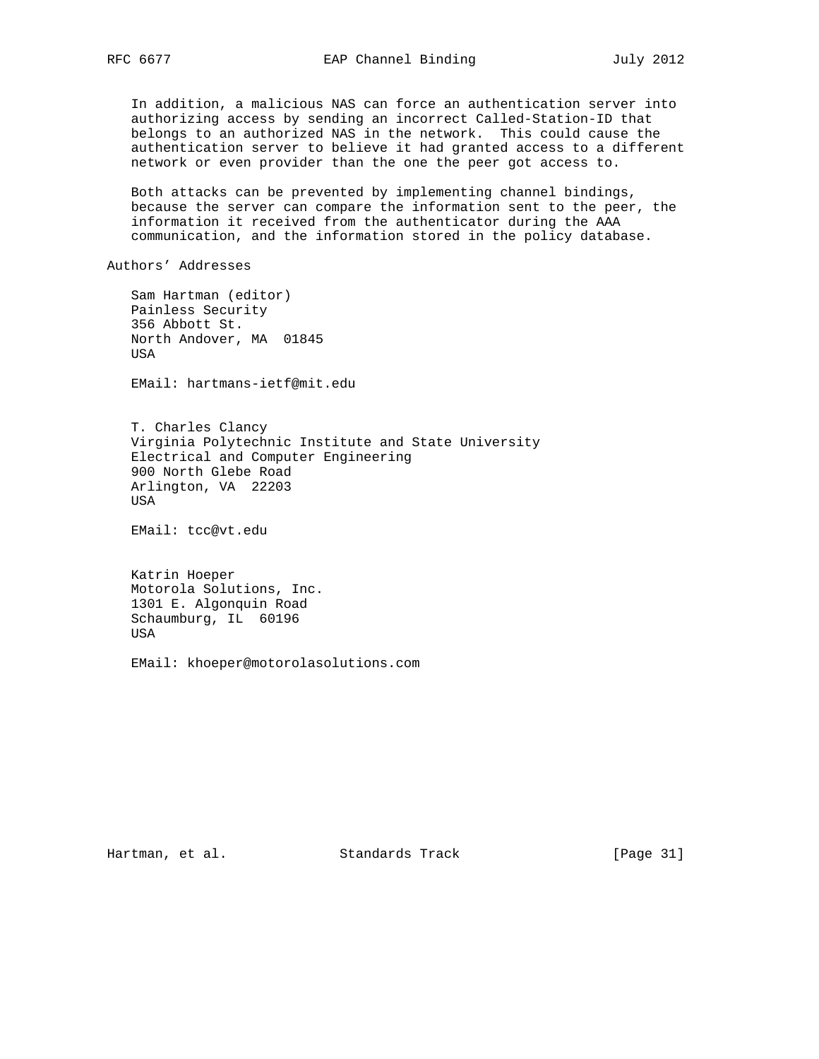In addition, a malicious NAS can force an authentication server into authorizing access by sending an incorrect Called-Station-ID that belongs to an authorized NAS in the network. This could cause the authentication server to believe it had granted access to a different network or even provider than the one the peer got access to.

Both attacks can be prevented by implementing channel bindings, because the server can compare the information sent to the peer, the information it received from the authenticator during the AAA communication, and the information stored in the policy database.

## Authors' Addresses

Sam Hartman (editor)
Painless Security
356 Abbott St.
North Andover, MA 01845
USA

EMail: hartmans-ietf@mit.edu

T. Charles Clancy
Virginia Polytechnic Institute and State University
Electrical and Computer Engineering
900 North Glebe Road
Arlington, VA 22203
USA

EMail: tcc@vt.edu

Katrin Hoeper
Motorola Solutions, Inc.
1301 E. Algonquin Road
Schaumburg, IL 60196
USA

EMail: khoeper@motorolasolutions.com